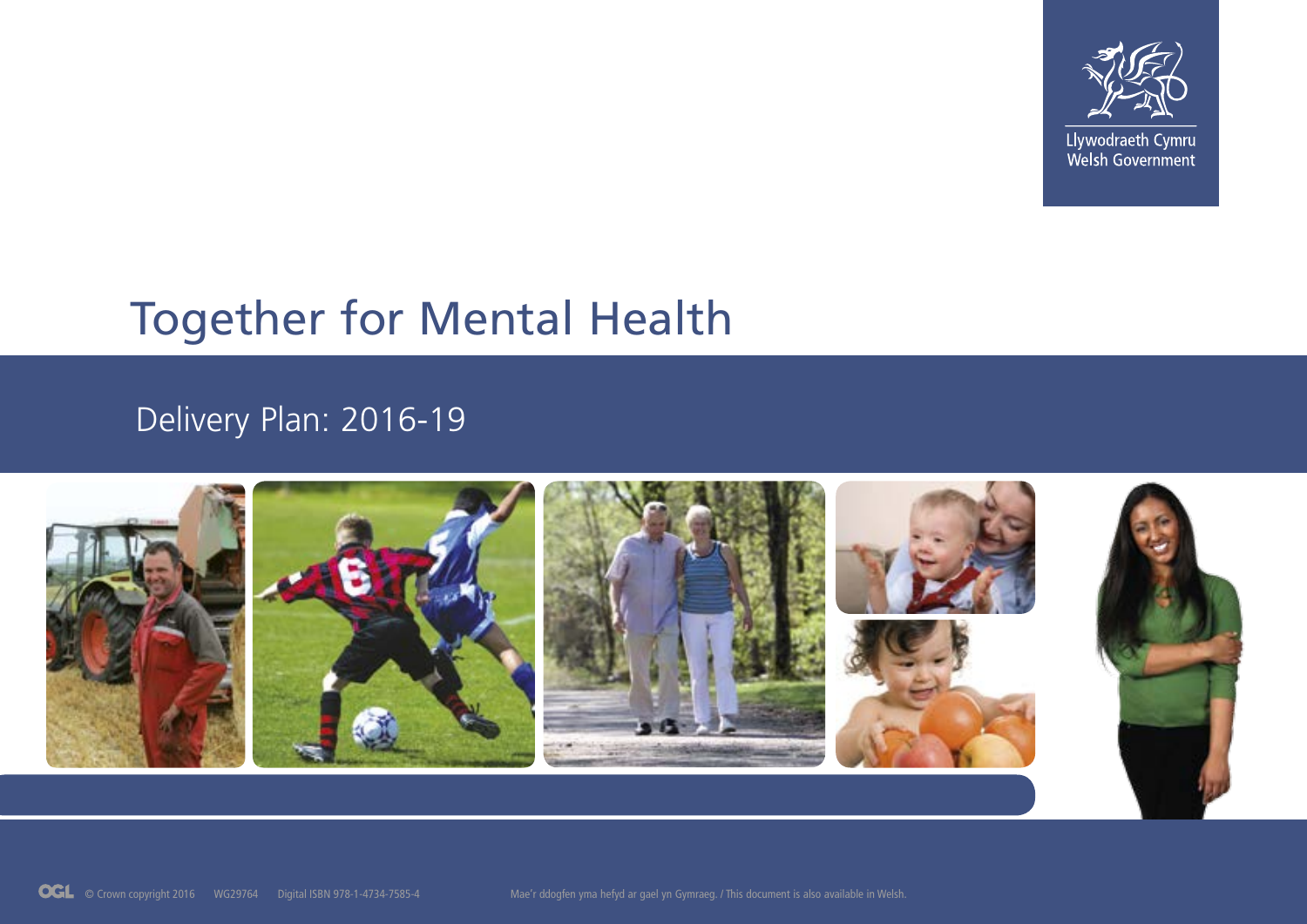Llywodraeth Cymru
Welsh Government

# Together for Mental Health

## Delivery Plan: 2016-19

© Crown copyright 2016 WG29764 Digital ISBN 978-1-4734-7585-4

Mae'r ddogfen yma hefyd ar gael yn Gymraeg. / This document is also available in Welsh.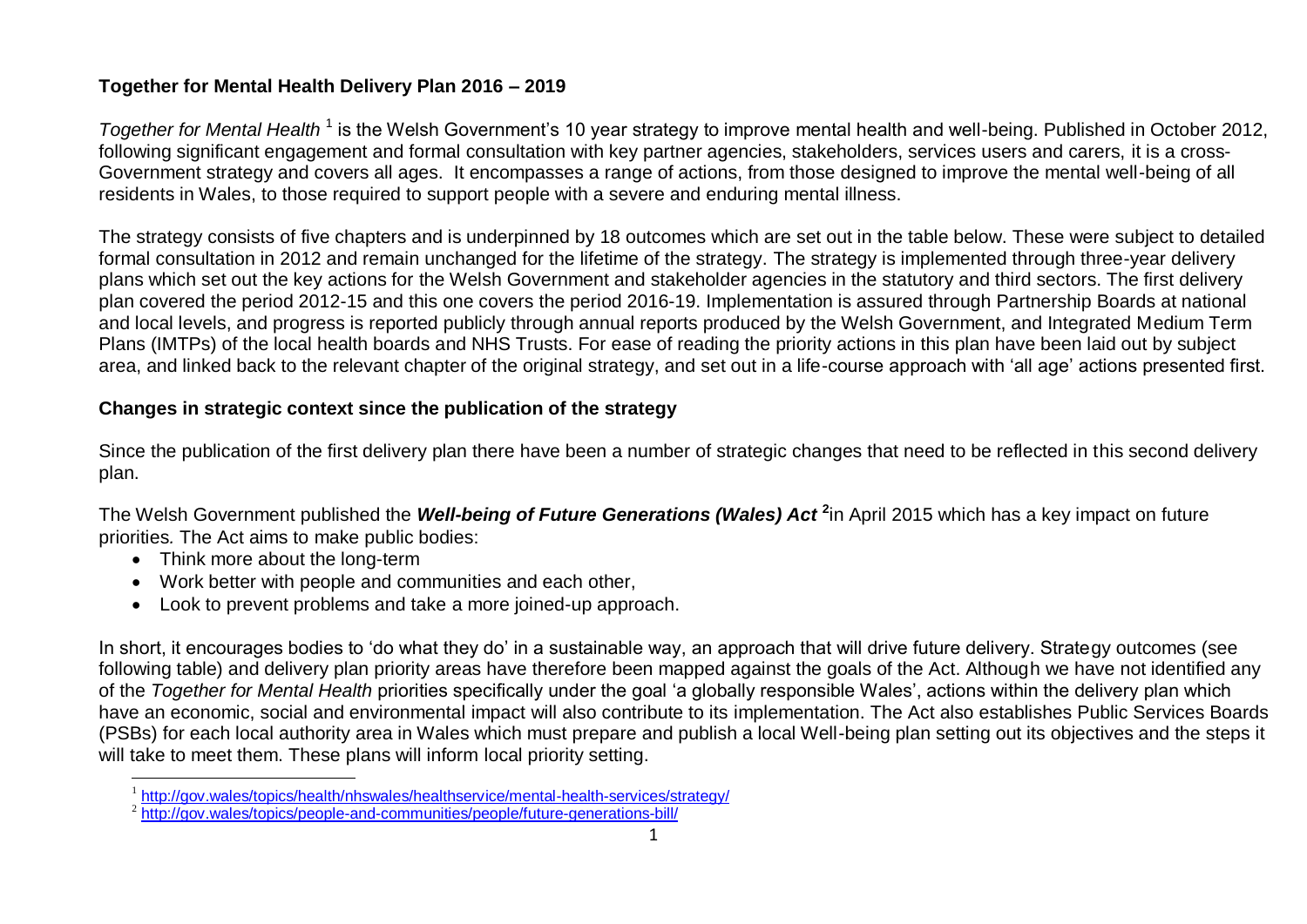## Together for Mental Health Delivery Plan 2016 – 2019

*Together for Mental Health* [1] is the Welsh Government's 10 year strategy to improve mental health and well-being. Published in October 2012, following significant engagement and formal consultation with key partner agencies, stakeholders, services users and carers, it is a cross-Government strategy and covers all ages. It encompasses a range of actions, from those designed to improve the mental well-being of all residents in Wales, to those required to support people with a severe and enduring mental illness.

The strategy consists of five chapters and is underpinned by 18 outcomes which are set out in the table below. These were subject to detailed formal consultation in 2012 and remain unchanged for the lifetime of the strategy. The strategy is implemented through three-year delivery plans which set out the key actions for the Welsh Government and stakeholder agencies in the statutory and third sectors. The first delivery plan covered the period 2012-15 and this one covers the period 2016-19. Implementation is assured through Partnership Boards at national and local levels, and progress is reported publicly through annual reports produced by the Welsh Government, and Integrated Medium Term Plans (IMTPs) of the local health boards and NHS Trusts. For ease of reading the priority actions in this plan have been laid out by subject area, and linked back to the relevant chapter of the original strategy, and set out in a life-course approach with 'all age' actions presented first.

### Changes in strategic context since the publication of the strategy

Since the publication of the first delivery plan there have been a number of strategic changes that need to be reflected in this second delivery plan.

The Welsh Government published the ***Well-being of Future Generations (Wales) Act*** [2] in April 2015 which has a key impact on future priorities*.* The Act aims to make public bodies:

- Think more about the long-term
- Work better with people and communities and each other,
- Look to prevent problems and take a more joined-up approach.

In short, it encourages bodies to 'do what they do' in a sustainable way, an approach that will drive future delivery. Strategy outcomes (see following table) and delivery plan priority areas have therefore been mapped against the goals of the Act. Although we have not identified any of the *Together for Mental Health* priorities specifically under the goal 'a globally responsible Wales', actions within the delivery plan which have an economic, social and environmental impact will also contribute to its implementation. The Act also establishes Public Services Boards (PSBs) for each local authority area in Wales which must prepare and publish a local Well-being plan setting out its objectives and the steps it will take to meet them. These plans will inform local priority setting.

[1] http://gov.wales/topics/health/nhswales/healthservice/mental-health-services/strategy/

[2] http://gov.wales/topics/people-and-communities/people/future-generations-bill/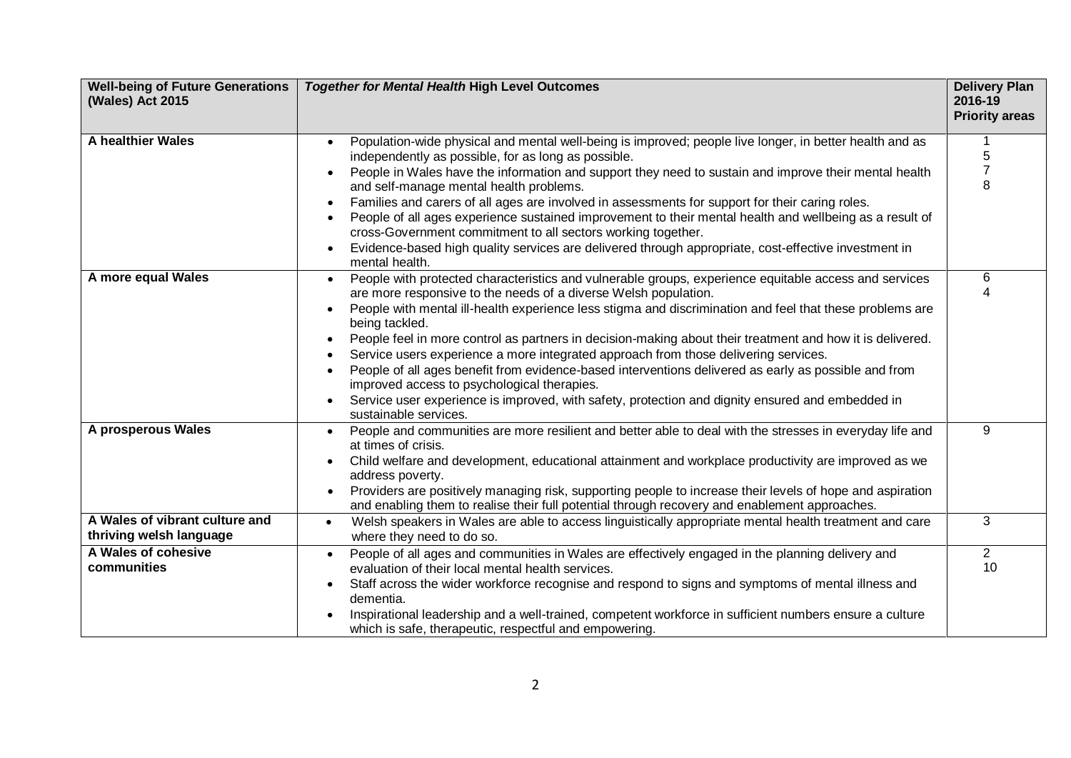| **Well-being of Future Generations (Wales) Act 2015** | ***Together for Mental Health* High Level Outcomes** | **Delivery Plan 2016-19 Priority areas** |
|---|---|---|
| **A healthier Wales** | • Population-wide physical and mental well-being is improved; people live longer, in better health and as independently as possible, for as long as possible.<br>• People in Wales have the information and support they need to sustain and improve their mental health and self-manage mental health problems.<br>• Families and carers of all ages are involved in assessments for support for their caring roles.<br>• People of all ages experience sustained improvement to their mental health and wellbeing as a result of cross-Government commitment to all sectors working together.<br>• Evidence-based high quality services are delivered through appropriate, cost-effective investment in mental health. | 1<br>5<br>7<br>8 |
| **A more equal Wales** | • People with protected characteristics and vulnerable groups, experience equitable access and services are more responsive to the needs of a diverse Welsh population.<br>• People with mental ill-health experience less stigma and discrimination and feel that these problems are being tackled.<br>• People feel in more control as partners in decision-making about their treatment and how it is delivered.<br>• Service users experience a more integrated approach from those delivering services.<br>• People of all ages benefit from evidence-based interventions delivered as early as possible and from improved access to psychological therapies.<br>• Service user experience is improved, with safety, protection and dignity ensured and embedded in sustainable services. | 6<br>4 |
| **A prosperous Wales** | • People and communities are more resilient and better able to deal with the stresses in everyday life and at times of crisis.<br>• Child welfare and development, educational attainment and workplace productivity are improved as we address poverty.<br>• Providers are positively managing risk, supporting people to increase their levels of hope and aspiration and enabling them to realise their full potential through recovery and enablement approaches. | 9 |
| **A Wales of vibrant culture and thriving welsh language** | • Welsh speakers in Wales are able to access linguistically appropriate mental health treatment and care where they need to do so. | 3 |
| **A Wales of cohesive communities** | • People of all ages and communities in Wales are effectively engaged in the planning delivery and evaluation of their local mental health services.<br>• Staff across the wider workforce recognise and respond to signs and symptoms of mental illness and dementia.<br>• Inspirational leadership and a well-trained, competent workforce in sufficient numbers ensure a culture which is safe, therapeutic, respectful and empowering. | 2<br>10 |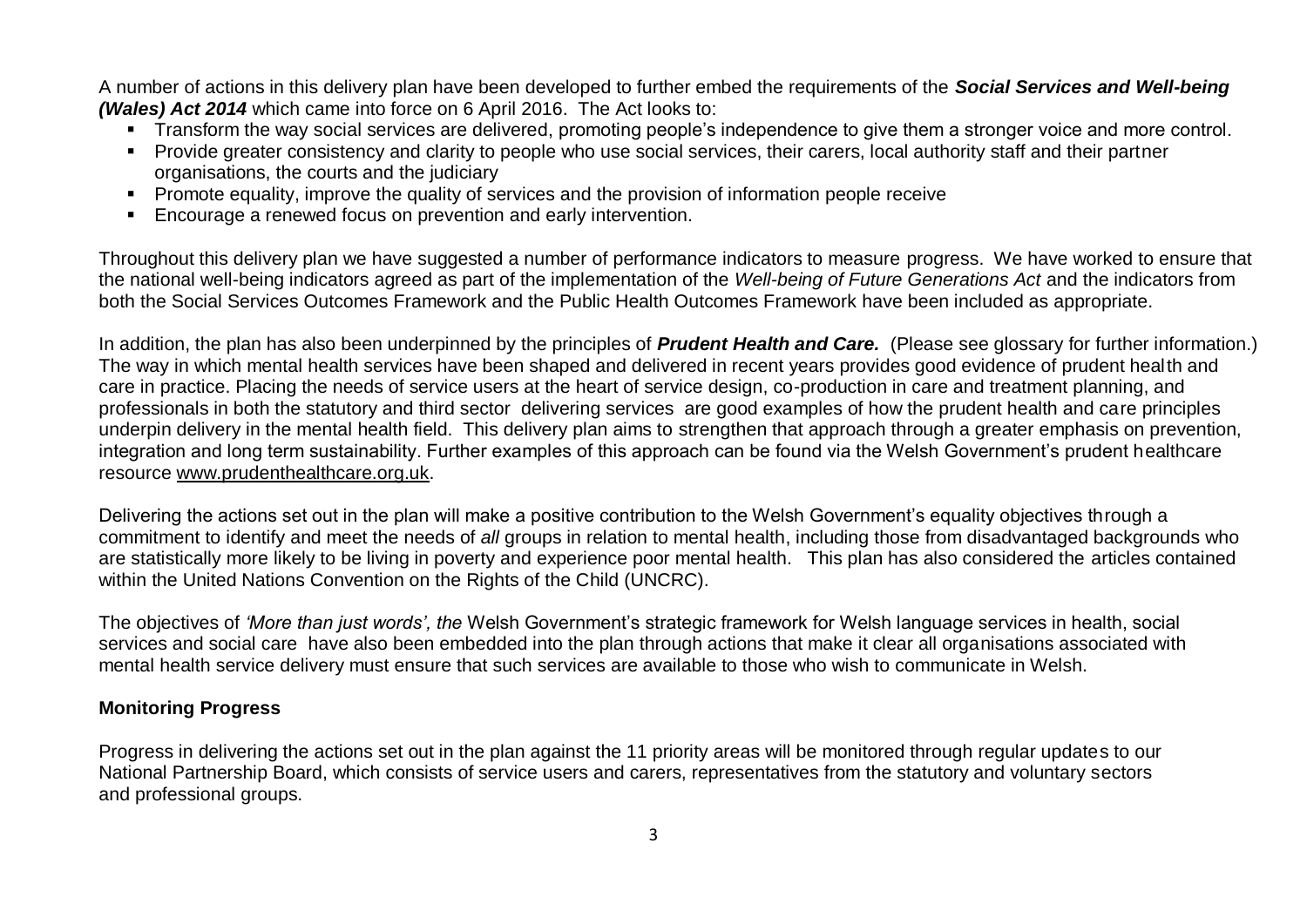A number of actions in this delivery plan have been developed to further embed the requirements of the ***Social Services and Well-being (Wales) Act 2014*** which came into force on 6 April 2016. The Act looks to:

- Transform the way social services are delivered, promoting people's independence to give them a stronger voice and more control.
- Provide greater consistency and clarity to people who use social services, their carers, local authority staff and their partner organisations, the courts and the judiciary
- Promote equality, improve the quality of services and the provision of information people receive
- Encourage a renewed focus on prevention and early intervention.

Throughout this delivery plan we have suggested a number of performance indicators to measure progress. We have worked to ensure that the national well-being indicators agreed as part of the implementation of the *Well-being of Future Generations Act* and the indicators from both the Social Services Outcomes Framework and the Public Health Outcomes Framework have been included as appropriate.

In addition, the plan has also been underpinned by the principles of ***Prudent Health and Care.*** (Please see glossary for further information.) The way in which mental health services have been shaped and delivered in recent years provides good evidence of prudent health and care in practice. Placing the needs of service users at the heart of service design, co-production in care and treatment planning, and professionals in both the statutory and third sector delivering services are good examples of how the prudent health and care principles underpin delivery in the mental health field. This delivery plan aims to strengthen that approach through a greater emphasis on prevention, integration and long term sustainability. Further examples of this approach can be found via the Welsh Government's prudent healthcare resource www.prudenthealthcare.org.uk.

Delivering the actions set out in the plan will make a positive contribution to the Welsh Government's equality objectives through a commitment to identify and meet the needs of *all* groups in relation to mental health, including those from disadvantaged backgrounds who are statistically more likely to be living in poverty and experience poor mental health. This plan has also considered the articles contained within the United Nations Convention on the Rights of the Child (UNCRC).

The objectives of *'More than just words', the* Welsh Government's strategic framework for Welsh language services in health, social services and social care have also been embedded into the plan through actions that make it clear all organisations associated with mental health service delivery must ensure that such services are available to those who wish to communicate in Welsh.

**Monitoring Progress**

Progress in delivering the actions set out in the plan against the 11 priority areas will be monitored through regular updates to our National Partnership Board, which consists of service users and carers, representatives from the statutory and voluntary sectors and professional groups.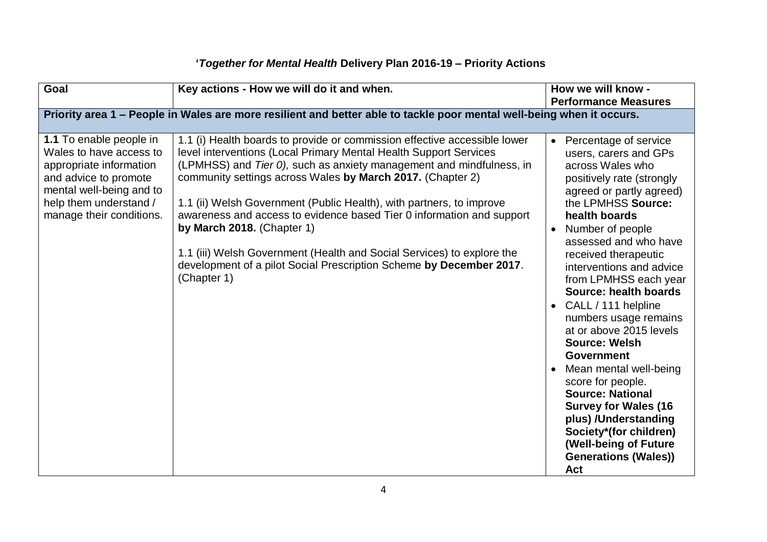## '*Together for Mental Health* Delivery Plan 2016-19 – Priority Actions

| Goal | Key actions - How we will do it and when. | How we will know - Performance Measures |
|---|---|---|
| **Priority area 1 – People in Wales are more resilient and better able to tackle poor mental well-being when it occurs.** | | |
| **1.1** To enable people in Wales to have access to appropriate information and advice to promote mental well-being and to help them understand / manage their conditions. | 1.1 (i) Health boards to provide or commission effective accessible lower level interventions (Local Primary Mental Health Support Services (LPMHSS) and *Tier 0),* such as anxiety management and mindfulness, in community settings across Wales **by March 2017.** (Chapter 2)<br><br>1.1 (ii) Welsh Government (Public Health), with partners, to improve awareness and access to evidence based Tier 0 information and support **by March 2018.** (Chapter 1)<br><br>1.1 (iii) Welsh Government (Health and Social Services) to explore the development of a pilot Social Prescription Scheme **by December 2017**. (Chapter 1) | • Percentage of service users, carers and GPs across Wales who positively rate (strongly agreed or partly agreed) the LPMHSS **Source: health boards**<br>• Number of people assessed and who have received therapeutic interventions and advice from LPMHSS each year **Source: health boards**<br>• CALL / 111 helpline numbers usage remains at or above 2015 levels **Source: Welsh Government**<br>• Mean mental well-being score for people. **Source: National Survey for Wales (16 plus) /Understanding Society*(for children) (Well-being of Future Generations (Wales)) Act** |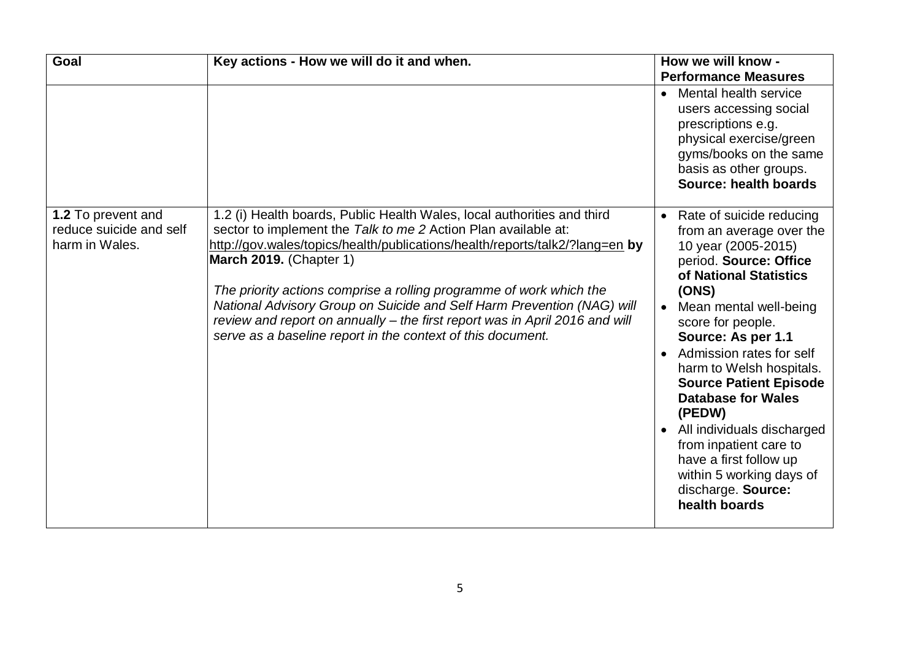| Goal | Key actions - How we will do it and when. | How we will know - Performance Measures |
|---|---|---|
| | | • Mental health service users accessing social prescriptions e.g. physical exercise/green gyms/books on the same basis as other groups. **Source: health boards** |
| **1.2** To prevent and reduce suicide and self harm in Wales. | 1.2 (i) Health boards, Public Health Wales, local authorities and third sector to implement the *Talk to me 2* Action Plan available at: http://gov.wales/topics/health/publications/health/reports/talk2/?lang=en **by March 2019.** (Chapter 1)<br><br>*The priority actions comprise a rolling programme of work which the National Advisory Group on Suicide and Self Harm Prevention (NAG) will review and report on annually – the first report was in April 2016 and will serve as a baseline report in the context of this document.* | • Rate of suicide reducing from an average over the 10 year (2005-2015) period. **Source: Office of National Statistics (ONS)**<br>• Mean mental well-being score for people. **Source: As per 1.1**<br>• Admission rates for self harm to Welsh hospitals. **Source Patient Episode Database for Wales (PEDW)**<br>• All individuals discharged from inpatient care to have a first follow up within 5 working days of discharge. **Source: health boards** |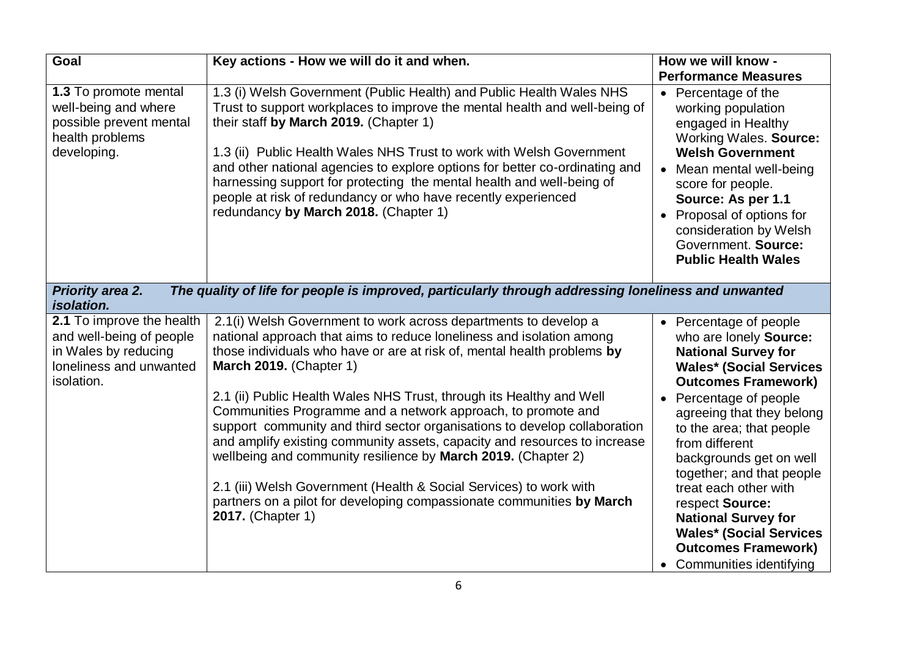| Goal | Key actions - How we will do it and when. | How we will know - Performance Measures |
|---|---|---|
| **1.3** To promote mental well-being and where possible prevent mental health problems developing. | 1.3 (i) Welsh Government (Public Health) and Public Health Wales NHS Trust to support workplaces to improve the mental health and well-being of their staff **by March 2019.** (Chapter 1)<br><br>1.3 (ii) Public Health Wales NHS Trust to work with Welsh Government and other national agencies to explore options for better co-ordinating and harnessing support for protecting the mental health and well-being of people at risk of redundancy or who have recently experienced redundancy **by March 2018.** (Chapter 1) | • Percentage of the working population engaged in Healthy Working Wales. **Source: Welsh Government**<br>• Mean mental well-being score for people. **Source: As per 1.1**<br>• Proposal of options for consideration by Welsh Government. **Source: Public Health Wales** |
| ***Priority area 2.*** | ***The quality of life for people is improved, particularly through addressing loneliness and unwanted isolation.*** | |
| **2.1** To improve the health and well-being of people in Wales by reducing loneliness and unwanted isolation. | 2.1(i) Welsh Government to work across departments to develop a national approach that aims to reduce loneliness and isolation among those individuals who have or are at risk of, mental health problems **by March 2019.** (Chapter 1)<br><br>2.1 (ii) Public Health Wales NHS Trust, through its Healthy and Well Communities Programme and a network approach, to promote and support community and third sector organisations to develop collaboration and amplify existing community assets, capacity and resources to increase wellbeing and community resilience by **March 2019.** (Chapter 2)<br><br>2.1 (iii) Welsh Government (Health & Social Services) to work with partners on a pilot for developing compassionate communities **by March 2017.** (Chapter 1) | • Percentage of people who are lonely **Source: National Survey for Wales* (Social Services Outcomes Framework)**<br>• Percentage of people agreeing that they belong to the area; that people from different backgrounds get on well together; and that people treat each other with respect **Source: National Survey for Wales* (Social Services Outcomes Framework)**<br>• Communities identifying |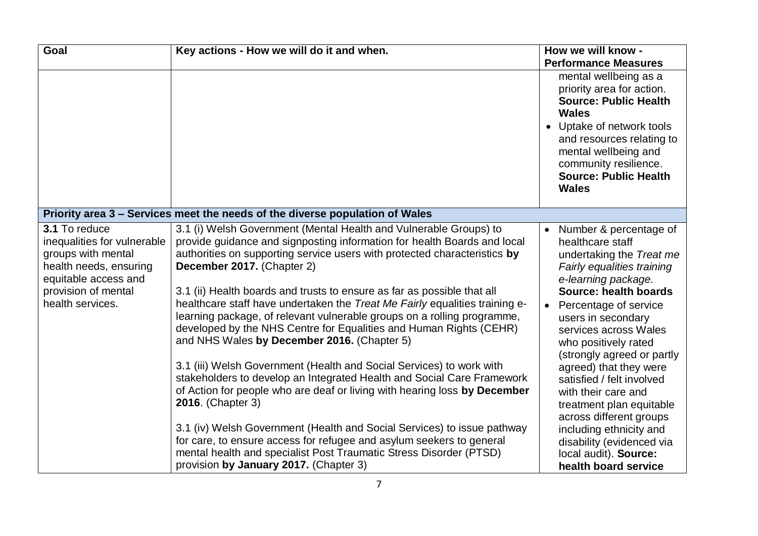| Goal | Key actions - How we will do it and when. | How we will know - Performance Measures |
| --- | --- | --- |
| | | mental wellbeing as a priority area for action. **Source: Public Health Wales**<br>• Uptake of network tools and resources relating to mental wellbeing and community resilience. **Source: Public Health Wales** |
| **Priority area 3 – Services meet the needs of the diverse population of Wales** | | |
| **3.1** To reduce inequalities for vulnerable groups with mental health needs, ensuring equitable access and provision of mental health services. | 3.1 (i) Welsh Government (Mental Health and Vulnerable Groups) to provide guidance and signposting information for health Boards and local authorities on supporting service users with protected characteristics **by December 2017.** (Chapter 2)<br><br>3.1 (ii) Health boards and trusts to ensure as far as possible that all healthcare staff have undertaken the *Treat Me Fairly* equalities training e-learning package, of relevant vulnerable groups on a rolling programme, developed by the NHS Centre for Equalities and Human Rights (CEHR) and NHS Wales **by December 2016.** (Chapter 5)<br><br>3.1 (iii) Welsh Government (Health and Social Services) to work with stakeholders to develop an Integrated Health and Social Care Framework of Action for people who are deaf or living with hearing loss **by December 2016**. (Chapter 3)<br><br>3.1 (iv) Welsh Government (Health and Social Services) to issue pathway for care, to ensure access for refugee and asylum seekers to general mental health and specialist Post Traumatic Stress Disorder (PTSD) provision **by January 2017.** (Chapter 3) | • Number & percentage of healthcare staff undertaking the *Treat me Fairly equalities training e-learning package.* **Source: health boards**<br>• Percentage of service users in secondary services across Wales who positively rated (strongly agreed or partly agreed) that they were satisfied / felt involved with their care and treatment plan equitable across different groups including ethnicity and disability (evidenced via local audit). **Source: health board service** |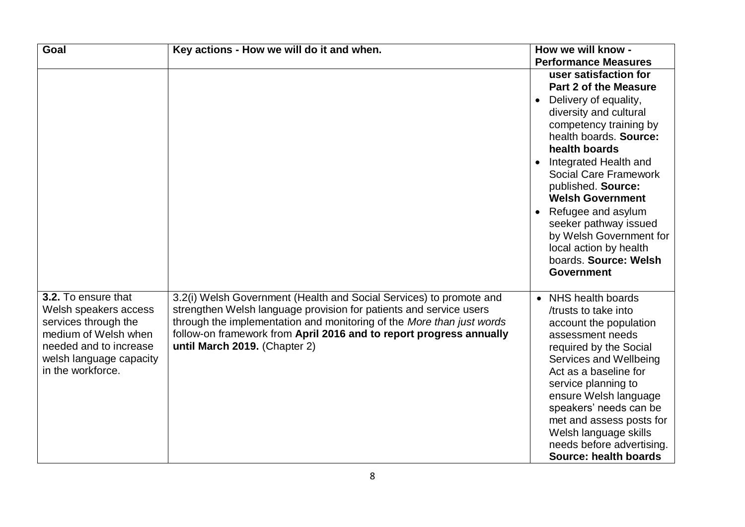| Goal | Key actions - How we will do it and when. | How we will know - Performance Measures |
|---|---|---|
| | | **user satisfaction for Part 2 of the Measure**<br>• Delivery of equality, diversity and cultural competency training by health boards. **Source: health boards**<br>• Integrated Health and Social Care Framework published. **Source: Welsh Government**<br>• Refugee and asylum seeker pathway issued by Welsh Government for local action by health boards. **Source: Welsh Government** |
| **3.2.** To ensure that Welsh speakers access services through the medium of Welsh when needed and to increase welsh language capacity in the workforce. | 3.2(i) Welsh Government (Health and Social Services) to promote and strengthen Welsh language provision for patients and service users through the implementation and monitoring of the *More than just words* follow-on framework from **April 2016 and to report progress annually until March 2019.** (Chapter 2) | • NHS health boards /trusts to take into account the population assessment needs required by the Social Services and Wellbeing Act as a baseline for service planning to ensure Welsh language speakers' needs can be met and assess posts for Welsh language skills needs before advertising. **Source: health boards** |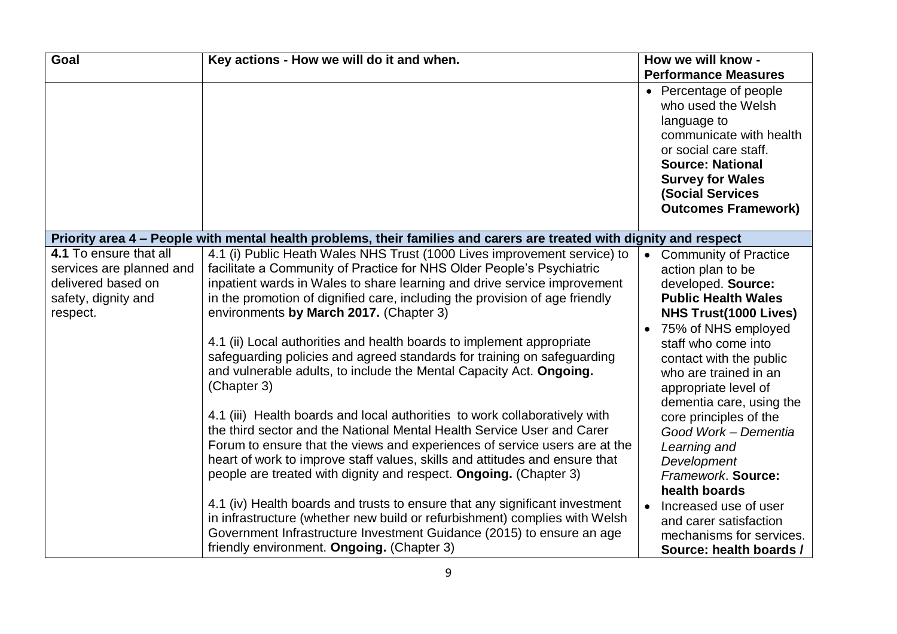| Goal | Key actions - How we will do it and when. | How we will know - Performance Measures |
| --- | --- | --- |
| | | • Percentage of people who used the Welsh language to communicate with health or social care staff. **Source: National Survey for Wales (Social Services Outcomes Framework)** |
| **Priority area 4 – People with mental health problems, their families and carers are treated with dignity and respect** | | |
| **4.1** To ensure that all services are planned and delivered based on safety, dignity and respect. | 4.1 (i) Public Heath Wales NHS Trust (1000 Lives improvement service) to facilitate a Community of Practice for NHS Older People's Psychiatric inpatient wards in Wales to share learning and drive service improvement in the promotion of dignified care, including the provision of age friendly environments **by March 2017.** (Chapter 3)<br><br>4.1 (ii) Local authorities and health boards to implement appropriate safeguarding policies and agreed standards for training on safeguarding and vulnerable adults, to include the Mental Capacity Act. **Ongoing.** (Chapter 3)<br><br>4.1 (iii) Health boards and local authorities to work collaboratively with the third sector and the National Mental Health Service User and Carer Forum to ensure that the views and experiences of service users are at the heart of work to improve staff values, skills and attitudes and ensure that people are treated with dignity and respect. **Ongoing.** (Chapter 3)<br><br>4.1 (iv) Health boards and trusts to ensure that any significant investment in infrastructure (whether new build or refurbishment) complies with Welsh Government Infrastructure Investment Guidance (2015) to ensure an age friendly environment. **Ongoing.** (Chapter 3) | • Community of Practice action plan to be developed. **Source: Public Health Wales NHS Trust(1000 Lives)**<br>• 75% of NHS employed staff who come into contact with the public who are trained in an appropriate level of dementia care, using the core principles of the *Good Work – Dementia Learning and Development Framework*. **Source: health boards**<br>• Increased use of user and carer satisfaction mechanisms for services. **Source: health boards /** |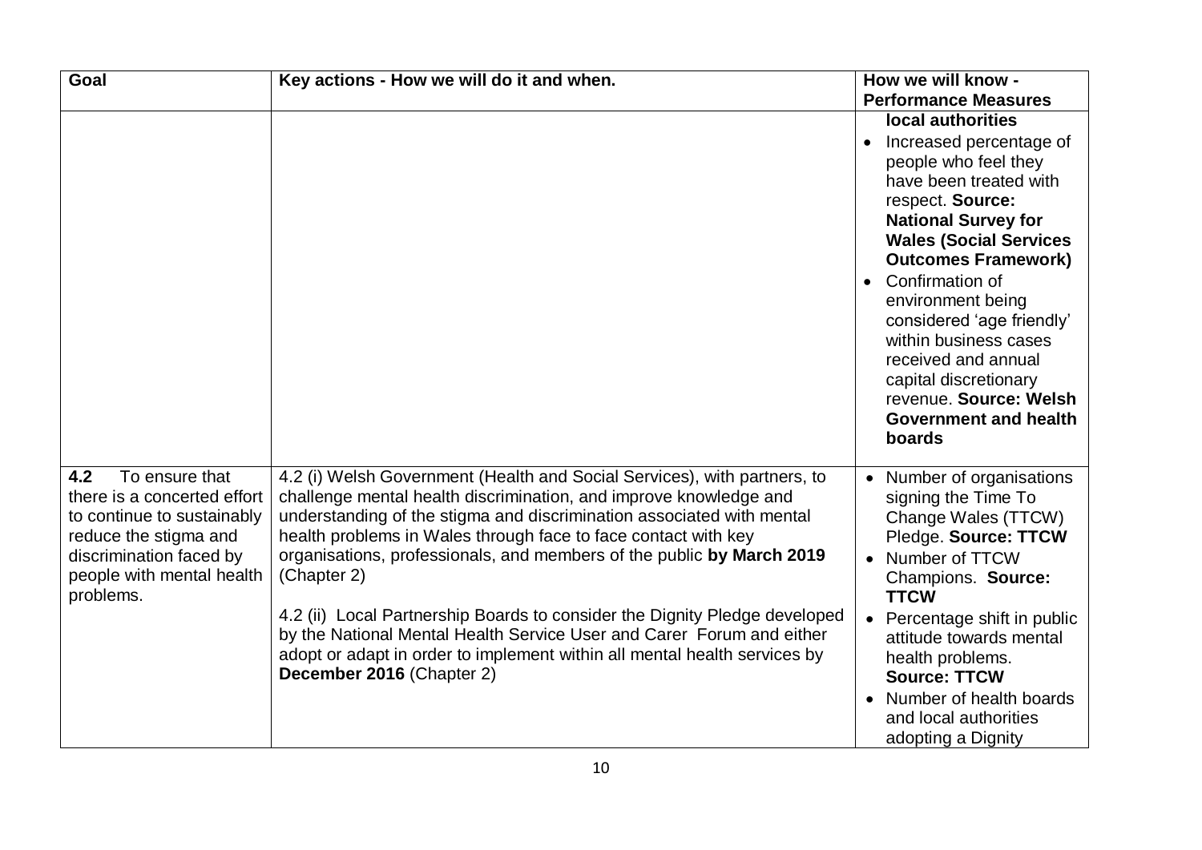| Goal | Key actions - How we will do it and when. | How we will know - Performance Measures |
|---|---|---|
| | | **local authorities**<br>• Increased percentage of people who feel they have been treated with respect. **Source: National Survey for Wales (Social Services Outcomes Framework)**<br>• Confirmation of environment being considered 'age friendly' within business cases received and annual capital discretionary revenue. **Source: Welsh Government and health boards** |
| **4.2** To ensure that there is a concerted effort to continue to sustainably reduce the stigma and discrimination faced by people with mental health problems. | 4.2 (i) Welsh Government (Health and Social Services), with partners, to challenge mental health discrimination, and improve knowledge and understanding of the stigma and discrimination associated with mental health problems in Wales through face to face contact with key organisations, professionals, and members of the public **by March 2019** (Chapter 2)<br><br>4.2 (ii) Local Partnership Boards to consider the Dignity Pledge developed by the National Mental Health Service User and Carer Forum and either adopt or adapt in order to implement within all mental health services by **December 2016** (Chapter 2) | • Number of organisations signing the Time To Change Wales (TTCW) Pledge. **Source: TTCW**<br>• Number of TTCW Champions. **Source: TTCW**<br>• Percentage shift in public attitude towards mental health problems. **Source: TTCW**<br>• Number of health boards and local authorities adopting a Dignity |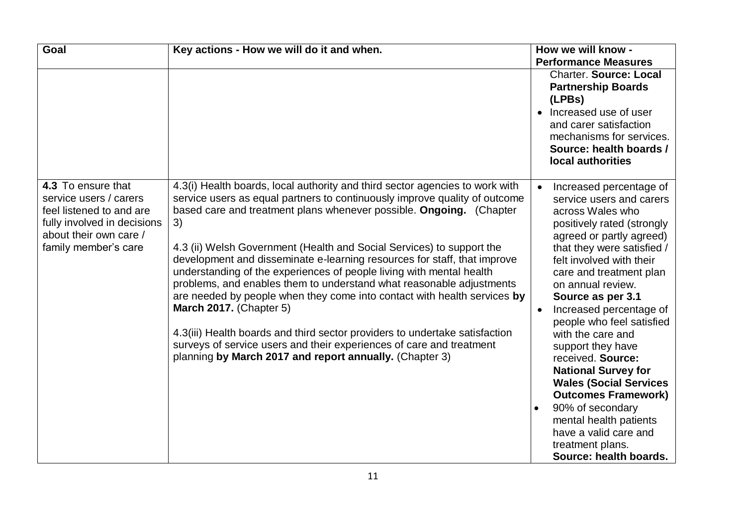| Goal | Key actions - How we will do it and when. | How we will know - Performance Measures |
| --- | --- | --- |
| | | Charter. **Source: Local Partnership Boards (LPBs)**<br>• Increased use of user and carer satisfaction mechanisms for services. **Source: health boards / local authorities** |
| **4.3** To ensure that service users / carers feel listened to and are fully involved in decisions about their own care / family member's care | 4.3(i) Health boards, local authority and third sector agencies to work with service users as equal partners to continuously improve quality of outcome based care and treatment plans whenever possible. **Ongoing.** (Chapter 3)<br><br>4.3 (ii) Welsh Government (Health and Social Services) to support the development and disseminate e-learning resources for staff, that improve understanding of the experiences of people living with mental health problems, and enables them to understand what reasonable adjustments are needed by people when they come into contact with health services **by March 2017.** (Chapter 5)<br><br>4.3(iii) Health boards and third sector providers to undertake satisfaction surveys of service users and their experiences of care and treatment planning **by March 2017 and report annually.** (Chapter 3) | • Increased percentage of service users and carers across Wales who positively rated (strongly agreed or partly agreed) that they were satisfied / felt involved with their care and treatment plan on annual review. **Source as per 3.1**<br>• Increased percentage of people who feel satisfied with the care and support they have received. **Source: National Survey for Wales (Social Services Outcomes Framework)**<br>• 90% of secondary mental health patients have a valid care and treatment plans. **Source: health boards.** |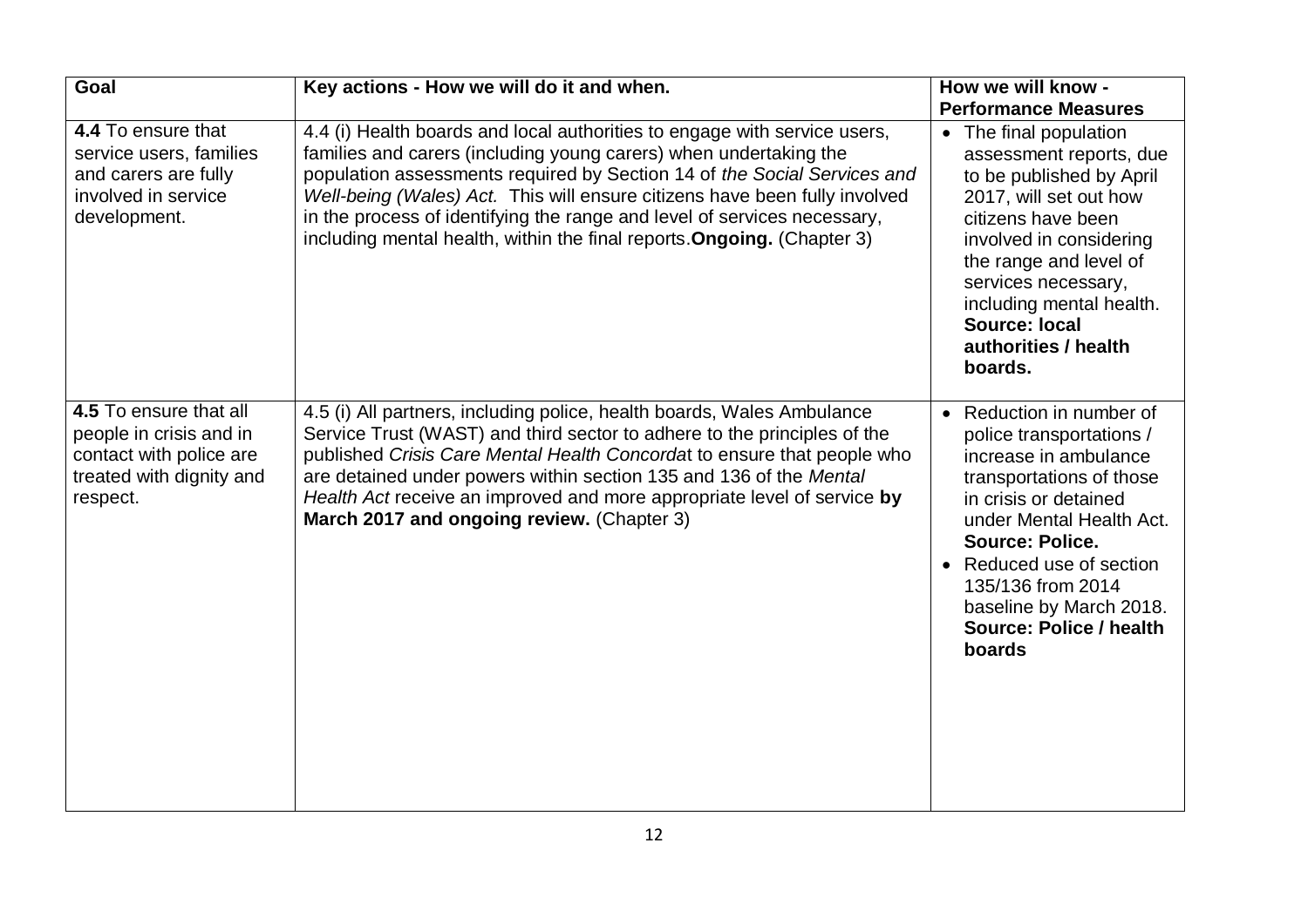| Goal | Key actions - How we will do it and when. | How we will know - Performance Measures |
|---|---|---|
| **4.4** To ensure that service users, families and carers are fully involved in service development. | 4.4 (i) Health boards and local authorities to engage with service users, families and carers (including young carers) when undertaking the population assessments required by Section 14 of *the Social Services and Well-being (Wales) Act.* This will ensure citizens have been fully involved in the process of identifying the range and level of services necessary, including mental health, within the final reports.**Ongoing.** (Chapter 3) | • The final population assessment reports, due to be published by April 2017, will set out how citizens have been involved in considering the range and level of services necessary, including mental health. **Source: local authorities / health boards.** |
| **4.5** To ensure that all people in crisis and in contact with police are treated with dignity and respect. | 4.5 (i) All partners, including police, health boards, Wales Ambulance Service Trust (WAST) and third sector to adhere to the principles of the published *Crisis Care Mental Health Concorda*t to ensure that people who are detained under powers within section 135 and 136 of the *Mental Health Act* receive an improved and more appropriate level of service **by March 2017 and ongoing review.** (Chapter 3) | • Reduction in number of police transportations / increase in ambulance transportations of those in crisis or detained under Mental Health Act. **Source: Police.** <br> • Reduced use of section 135/136 from 2014 baseline by March 2018. **Source: Police / health boards** |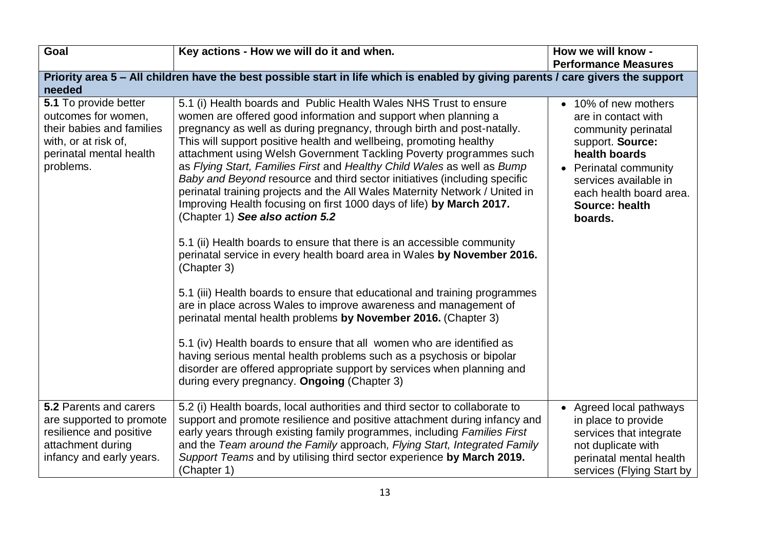| Goal | Key actions - How we will do it and when. | How we will know - Performance Measures |
|---|---|---|
| **Priority area 5 – All children have the best possible start in life which is enabled by giving parents / care givers the support needed** | | |
| **5.1** To provide better outcomes for women, their babies and families with, or at risk of, perinatal mental health problems. | 5.1 (i) Health boards and Public Health Wales NHS Trust to ensure women are offered good information and support when planning a pregnancy as well as during pregnancy, through birth and post-natally. This will support positive health and wellbeing, promoting healthy attachment using Welsh Government Tackling Poverty programmes such as *Flying Start, Families First* and *Healthy Child Wales* as well as *Bump Baby and Beyond* resource and third sector initiatives (including specific perinatal training projects and the All Wales Maternity Network / United in Improving Health focusing on first 1000 days of life) **by March 2017.** (Chapter 1) ***See also action 5.2***<br><br>5.1 (ii) Health boards to ensure that there is an accessible community perinatal service in every health board area in Wales **by November 2016.** (Chapter 3)<br><br>5.1 (iii) Health boards to ensure that educational and training programmes are in place across Wales to improve awareness and management of perinatal mental health problems **by November 2016.** (Chapter 3)<br><br>5.1 (iv) Health boards to ensure that all women who are identified as having serious mental health problems such as a psychosis or bipolar disorder are offered appropriate support by services when planning and during every pregnancy. **Ongoing** (Chapter 3) | • 10% of new mothers are in contact with community perinatal support. **Source: health boards**<br>• Perinatal community services available in each health board area. **Source: health boards.** |
| **5.2** Parents and carers are supported to promote resilience and positive attachment during infancy and early years. | 5.2 (i) Health boards, local authorities and third sector to collaborate to support and promote resilience and positive attachment during infancy and early years through existing family programmes, including *Families First* and the *Team around the Family* approach, *Flying Start, Integrated Family Support Teams* and by utilising third sector experience **by March 2019.** (Chapter 1) | • Agreed local pathways in place to provide services that integrate not duplicate with perinatal mental health services (Flying Start by |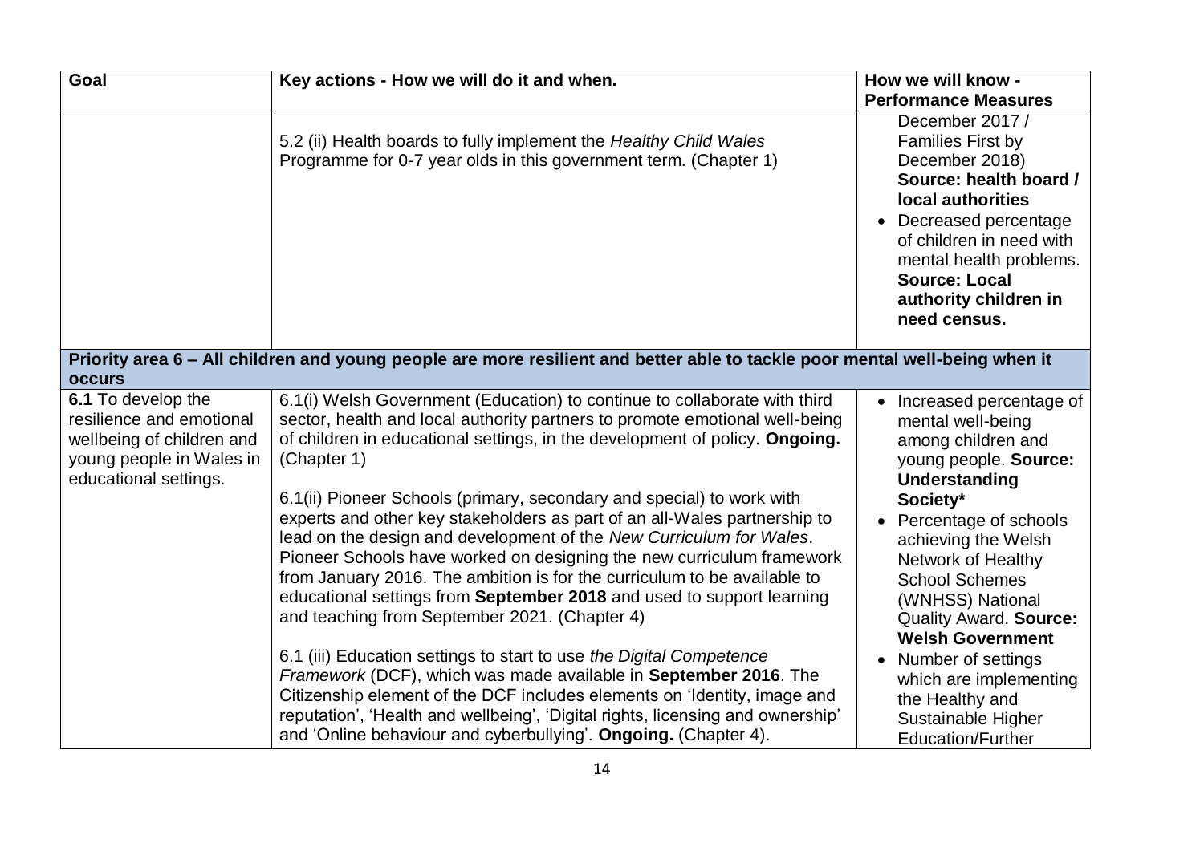| Goal | Key actions - How we will do it and when. | How we will know - Performance Measures |
| --- | --- | --- |
| | 5.2 (ii) Health boards to fully implement the *Healthy Child Wales* Programme for 0-7 year olds in this government term. (Chapter 1) | December 2017 / Families First by December 2018) **Source: health board / local authorities**<br>• Decreased percentage of children in need with mental health problems. **Source: Local authority children in need census.** |
| **Priority area 6 – All children and young people are more resilient and better able to tackle poor mental well-being when it occurs** | | |
| **6.1** To develop the resilience and emotional wellbeing of children and young people in Wales in educational settings. | 6.1(i) Welsh Government (Education) to continue to collaborate with third sector, health and local authority partners to promote emotional well-being of children in educational settings, in the development of policy. **Ongoing.** (Chapter 1)<br><br>6.1(ii) Pioneer Schools (primary, secondary and special) to work with experts and other key stakeholders as part of an all-Wales partnership to lead on the design and development of the *New Curriculum for Wales*. Pioneer Schools have worked on designing the new curriculum framework from January 2016. The ambition is for the curriculum to be available to educational settings from **September 2018** and used to support learning and teaching from September 2021. (Chapter 4)<br><br>6.1 (iii) Education settings to start to use *the Digital Competence Framework* (DCF), which was made available in **September 2016**. The Citizenship element of the DCF includes elements on 'Identity, image and reputation', 'Health and wellbeing', 'Digital rights, licensing and ownership' and 'Online behaviour and cyberbullying'. **Ongoing.** (Chapter 4). | • Increased percentage of mental well-being among children and young people. **Source: Understanding Society***<br>• Percentage of schools achieving the Welsh Network of Healthy School Schemes (WNHSS) National Quality Award. **Source: Welsh Government**<br>• Number of settings which are implementing the Healthy and Sustainable Higher Education/Further |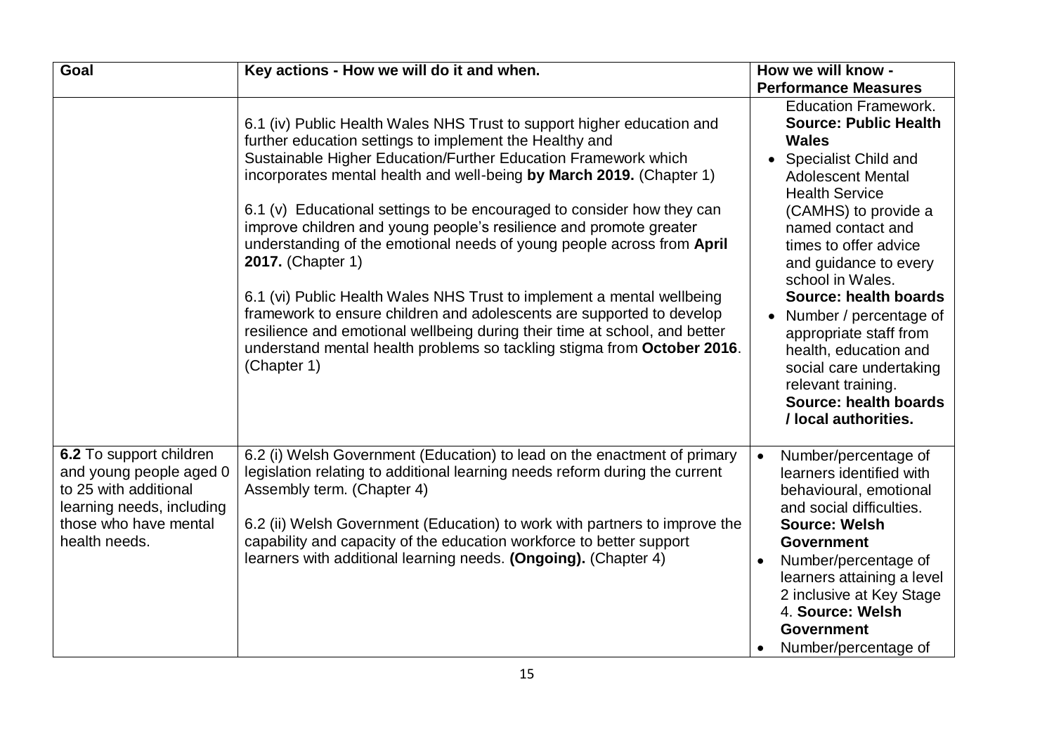| Goal | Key actions - How we will do it and when. | How we will know - Performance Measures |
|---|---|---|
| | 6.1 (iv) Public Health Wales NHS Trust to support higher education and further education settings to implement the Healthy and Sustainable Higher Education/Further Education Framework which incorporates mental health and well-being **by March 2019.** (Chapter 1)<br><br>6.1 (v) Educational settings to be encouraged to consider how they can improve children and young people's resilience and promote greater understanding of the emotional needs of young people across from **April 2017.** (Chapter 1)<br><br>6.1 (vi) Public Health Wales NHS Trust to implement a mental wellbeing framework to ensure children and adolescents are supported to develop resilience and emotional wellbeing during their time at school, and better understand mental health problems so tackling stigma from **October 2016**. (Chapter 1) | Education Framework. **Source: Public Health Wales**<br>• Specialist Child and Adolescent Mental Health Service (CAMHS) to provide a named contact and times to offer advice and guidance to every school in Wales. **Source: health boards**<br>• Number / percentage of appropriate staff from health, education and social care undertaking relevant training. **Source: health boards / local authorities.** |
| **6.2** To support children and young people aged 0 to 25 with additional learning needs, including those who have mental health needs. | 6.2 (i) Welsh Government (Education) to lead on the enactment of primary legislation relating to additional learning needs reform during the current Assembly term. (Chapter 4)<br><br>6.2 (ii) Welsh Government (Education) to work with partners to improve the capability and capacity of the education workforce to better support learners with additional learning needs. **(Ongoing).** (Chapter 4) | • Number/percentage of learners identified with behavioural, emotional and social difficulties. **Source: Welsh Government**<br>• Number/percentage of learners attaining a level 2 inclusive at Key Stage 4. **Source: Welsh Government**<br>• Number/percentage of |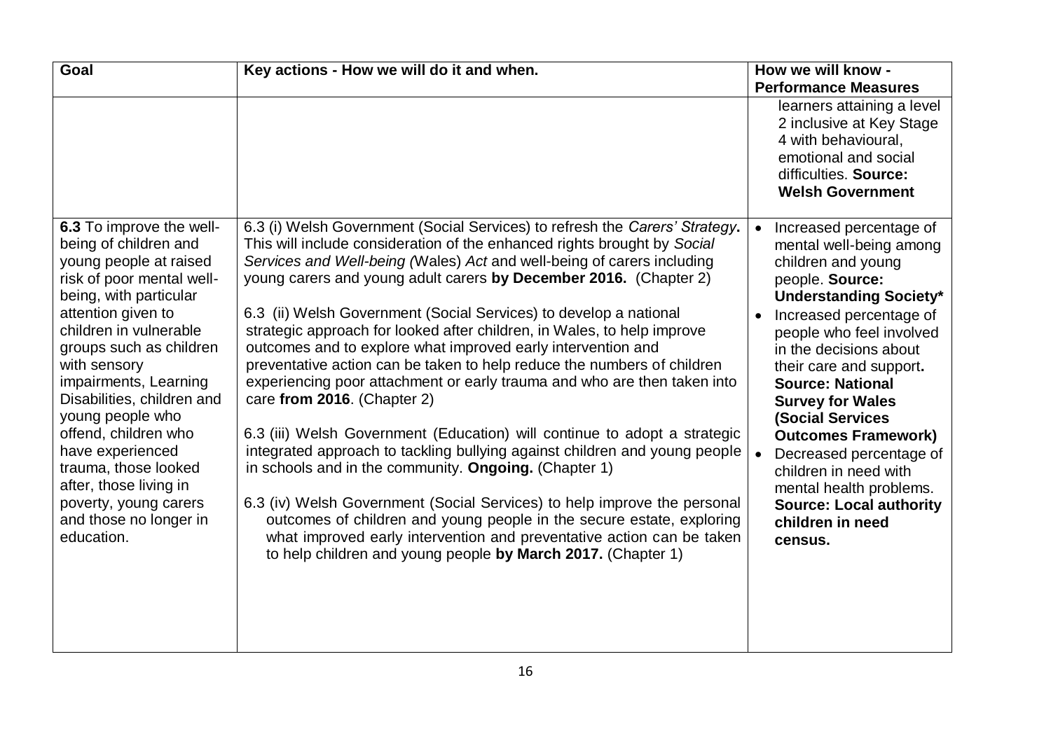| Goal | Key actions - How we will do it and when. | How we will know - Performance Measures |
|---|---|---|
| | | learners attaining a level 2 inclusive at Key Stage 4 with behavioural, emotional and social difficulties. **Source: Welsh Government** |
| **6.3** To improve the well-being of children and young people at raised risk of poor mental well-being, with particular attention given to children in vulnerable groups such as children with sensory impairments, Learning Disabilities, children and young people who offend, children who have experienced trauma, those looked after, those living in poverty, young carers and those no longer in education. | 6.3 (i) Welsh Government (Social Services) to refresh the *Carers' Strategy***.** This will include consideration of the enhanced rights brought by *Social Services and Well-being (*Wales) *Act* and well-being of carers including young carers and young adult carers **by December 2016.** (Chapter 2)<br><br>6.3 (ii) Welsh Government (Social Services) to develop a national strategic approach for looked after children, in Wales, to help improve outcomes and to explore what improved early intervention and preventative action can be taken to help reduce the numbers of children experiencing poor attachment or early trauma and who are then taken into care **from 2016**. (Chapter 2)<br><br>6.3 (iii) Welsh Government (Education) will continue to adopt a strategic integrated approach to tackling bullying against children and young people in schools and in the community. **Ongoing.** (Chapter 1)<br><br>6.3 (iv) Welsh Government (Social Services) to help improve the personal outcomes of children and young people in the secure estate, exploring what improved early intervention and preventative action can be taken to help children and young people **by March 2017.** (Chapter 1) | • Increased percentage of mental well-being among children and young people. **Source: Understanding Society***<br>• Increased percentage of people who feel involved in the decisions about their care and support**. Source: National Survey for Wales (Social Services Outcomes Framework)**<br>• Decreased percentage of children in need with mental health problems. **Source: Local authority children in need census.** |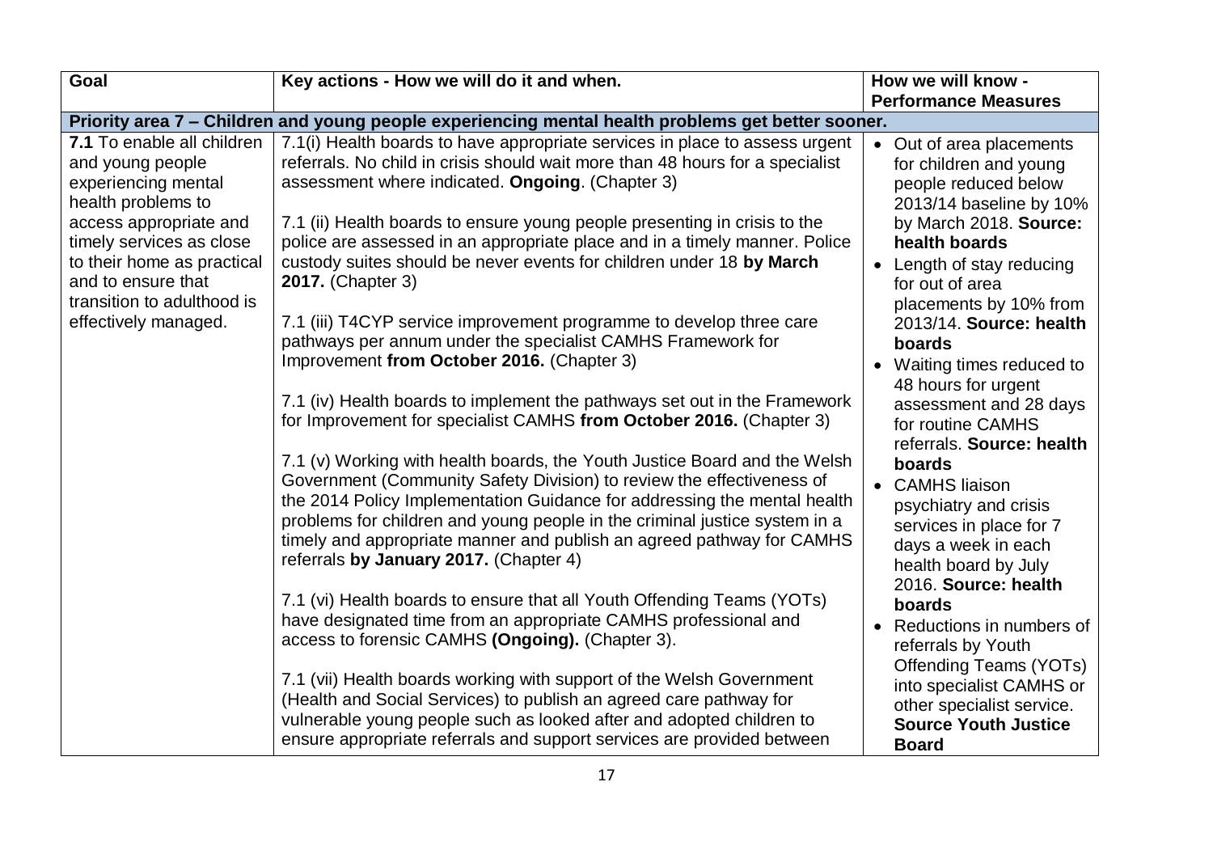| Goal | Key actions - How we will do it and when. | How we will know - Performance Measures |
|---|---|---|
| **Priority area 7 – Children and young people experiencing mental health problems get better sooner.** | | |
| **7.1** To enable all children and young people experiencing mental health problems to access appropriate and timely services as close to their home as practical and to ensure that transition to adulthood is effectively managed. | 7.1(i) Health boards to have appropriate services in place to assess urgent referrals. No child in crisis should wait more than 48 hours for a specialist assessment where indicated. **Ongoing**. (Chapter 3)<br><br>7.1 (ii) Health boards to ensure young people presenting in crisis to the police are assessed in an appropriate place and in a timely manner. Police custody suites should be never events for children under 18 **by March 2017.** (Chapter 3)<br><br>7.1 (iii) T4CYP service improvement programme to develop three care pathways per annum under the specialist CAMHS Framework for Improvement **from October 2016.** (Chapter 3)<br><br>7.1 (iv) Health boards to implement the pathways set out in the Framework for Improvement for specialist CAMHS **from October 2016.** (Chapter 3)<br><br>7.1 (v) Working with health boards, the Youth Justice Board and the Welsh Government (Community Safety Division) to review the effectiveness of the 2014 Policy Implementation Guidance for addressing the mental health problems for children and young people in the criminal justice system in a timely and appropriate manner and publish an agreed pathway for CAMHS referrals **by January 2017.** (Chapter 4)<br><br>7.1 (vi) Health boards to ensure that all Youth Offending Teams (YOTs) have designated time from an appropriate CAMHS professional and access to forensic CAMHS **(Ongoing).** (Chapter 3).<br><br>7.1 (vii) Health boards working with support of the Welsh Government (Health and Social Services) to publish an agreed care pathway for vulnerable young people such as looked after and adopted children to ensure appropriate referrals and support services are provided between | • Out of area placements for children and young people reduced below 2013/14 baseline by 10% by March 2018. **Source: health boards**<br>• Length of stay reducing for out of area placements by 10% from 2013/14. **Source: health boards**<br>• Waiting times reduced to 48 hours for urgent assessment and 28 days for routine CAMHS referrals. **Source: health boards**<br>• CAMHS liaison psychiatry and crisis services in place for 7 days a week in each health board by July 2016. **Source: health boards**<br>• Reductions in numbers of referrals by Youth Offending Teams (YOTs) into specialist CAMHS or other specialist service. **Source Youth Justice Board** |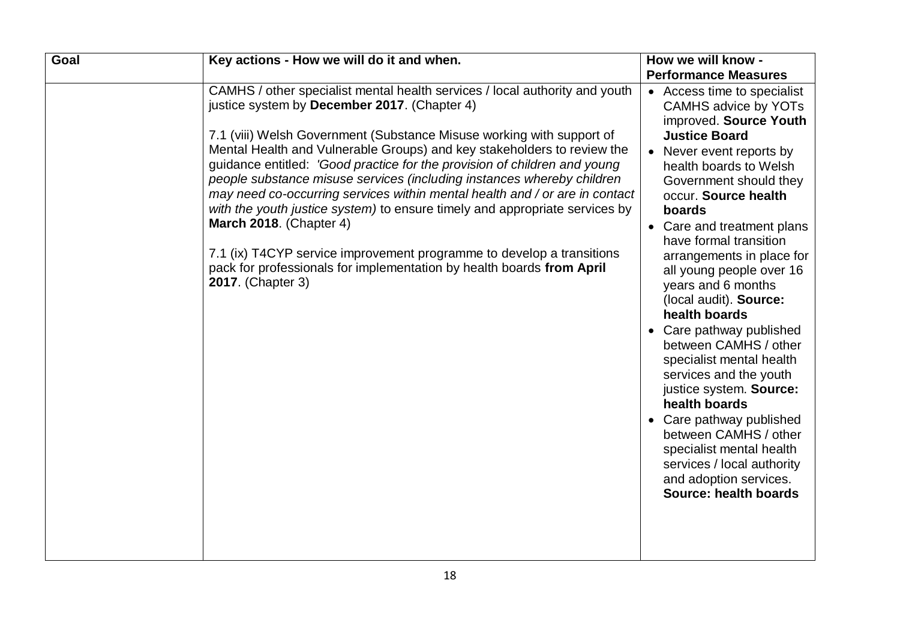| Goal | Key actions - How we will do it and when. | How we will know - Performance Measures |
| --- | --- | --- |
| | CAMHS / other specialist mental health services / local authority and youth justice system by **December 2017**. (Chapter 4)<br><br>7.1 (viii) Welsh Government (Substance Misuse working with support of Mental Health and Vulnerable Groups) and key stakeholders to review the guidance entitled: *'Good practice for the provision of children and young people substance misuse services (including instances whereby children may need co-occurring services within mental health and / or are in contact with the youth justice system)* to ensure timely and appropriate services by **March 2018**. (Chapter 4)<br><br>7.1 (ix) T4CYP service improvement programme to develop a transitions pack for professionals for implementation by health boards **from April 2017**. (Chapter 3) | • Access time to specialist CAMHS advice by YOTs improved. **Source Youth Justice Board**<br>• Never event reports by health boards to Welsh Government should they occur. **Source health boards**<br>• Care and treatment plans have formal transition arrangements in place for all young people over 16 years and 6 months (local audit). **Source: health boards**<br>• Care pathway published between CAMHS / other specialist mental health services and the youth justice system. **Source: health boards**<br>• Care pathway published between CAMHS / other specialist mental health services / local authority and adoption services. **Source: health boards** |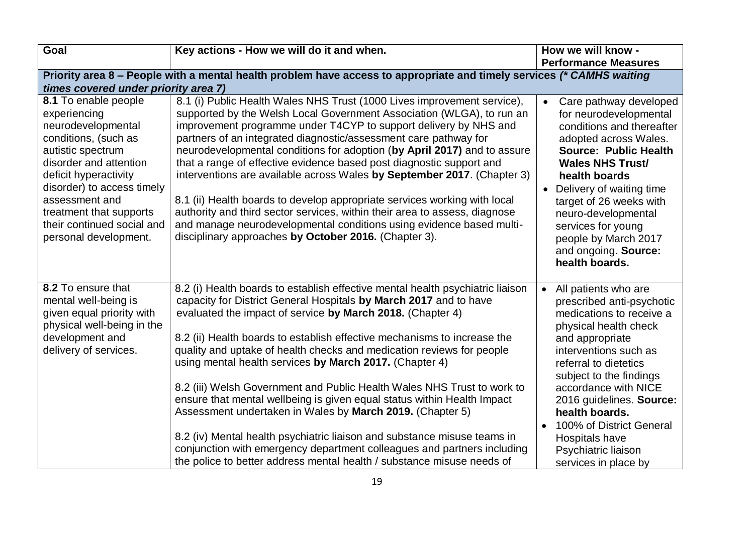| Goal | Key actions - How we will do it and when. | How we will know - Performance Measures |
|---|---|---|
| **Priority area 8 – People with a mental health problem have access to appropriate and timely services *(\* CAMHS waiting times covered under priority area 7)*** | | |
| **8.1** To enable people experiencing neurodevelopmental conditions, (such as autistic spectrum disorder and attention deficit hyperactivity disorder) to access timely assessment and treatment that supports their continued social and personal development. | 8.1 (i) Public Health Wales NHS Trust (1000 Lives improvement service), supported by the Welsh Local Government Association (WLGA), to run an improvement programme under T4CYP to support delivery by NHS and partners of an integrated diagnostic/assessment care pathway for neurodevelopmental conditions for adoption (**by April 2017)** and to assure that a range of effective evidence based post diagnostic support and interventions are available across Wales **by September 2017**. (Chapter 3)<br><br>8.1 (ii) Health boards to develop appropriate services working with local authority and third sector services, within their area to assess, diagnose and manage neurodevelopmental conditions using evidence based multi-disciplinary approaches **by October 2016.** (Chapter 3). | • Care pathway developed for neurodevelopmental conditions and thereafter adopted across Wales. **Source: Public Health Wales NHS Trust/ health boards**<br>• Delivery of waiting time target of 26 weeks with neuro-developmental services for young people by March 2017 and ongoing. **Source: health boards.** |
| **8.2** To ensure that mental well-being is given equal priority with physical well-being in the development and delivery of services. | 8.2 (i) Health boards to establish effective mental health psychiatric liaison capacity for District General Hospitals **by March 2017** and to have evaluated the impact of service **by March 2018.** (Chapter 4)<br><br>8.2 (ii) Health boards to establish effective mechanisms to increase the quality and uptake of health checks and medication reviews for people using mental health services **by March 2017.** (Chapter 4)<br><br>8.2 (iii) Welsh Government and Public Health Wales NHS Trust to work to ensure that mental wellbeing is given equal status within Health Impact Assessment undertaken in Wales by **March 2019.** (Chapter 5)<br><br>8.2 (iv) Mental health psychiatric liaison and substance misuse teams in conjunction with emergency department colleagues and partners including the police to better address mental health / substance misuse needs of | • All patients who are prescribed anti-psychotic medications to receive a physical health check and appropriate interventions such as referral to dietetics subject to the findings accordance with NICE 2016 guidelines. **Source: health boards.**<br>• 100% of District General Hospitals have Psychiatric liaison services in place by |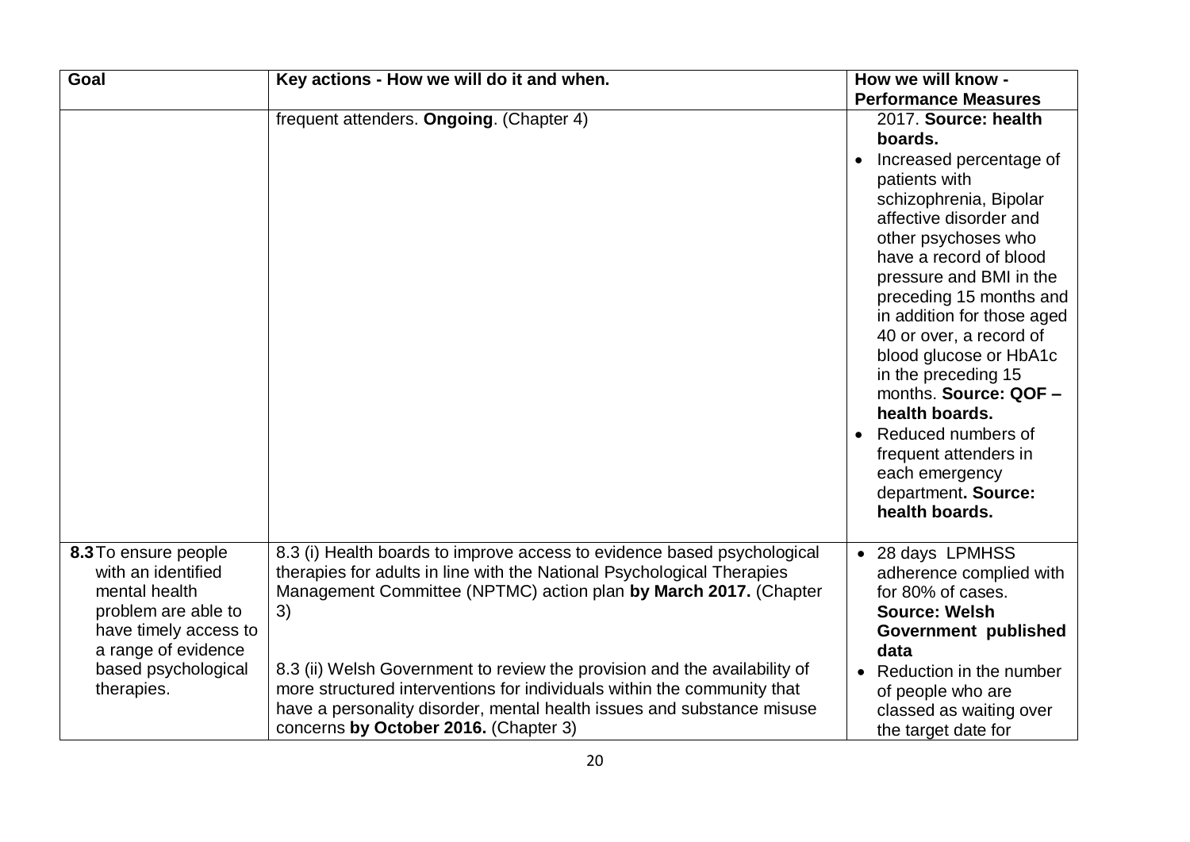| Goal | Key actions - How we will do it and when. | How we will know - Performance Measures |
|---|---|---|
| | frequent attenders. **Ongoing**. (Chapter 4) | 2017. **Source: health boards.**<br>• Increased percentage of patients with schizophrenia, Bipolar affective disorder and other psychoses who have a record of blood pressure and BMI in the preceding 15 months and in addition for those aged 40 or over, a record of blood glucose or HbA1c in the preceding 15 months. **Source: QOF – health boards.**<br>• Reduced numbers of frequent attenders in each emergency department**. Source: health boards.** |
| **8.3** To ensure people with an identified mental health problem are able to have timely access to a range of evidence based psychological therapies. | 8.3 (i) Health boards to improve access to evidence based psychological therapies for adults in line with the National Psychological Therapies Management Committee (NPTMC) action plan **by March 2017.** (Chapter 3)<br><br>8.3 (ii) Welsh Government to review the provision and the availability of more structured interventions for individuals within the community that have a personality disorder, mental health issues and substance misuse concerns **by October 2016.** (Chapter 3) | • 28 days LPMHSS adherence complied with for 80% of cases. **Source: Welsh Government published data**<br>• Reduction in the number of people who are classed as waiting over the target date for |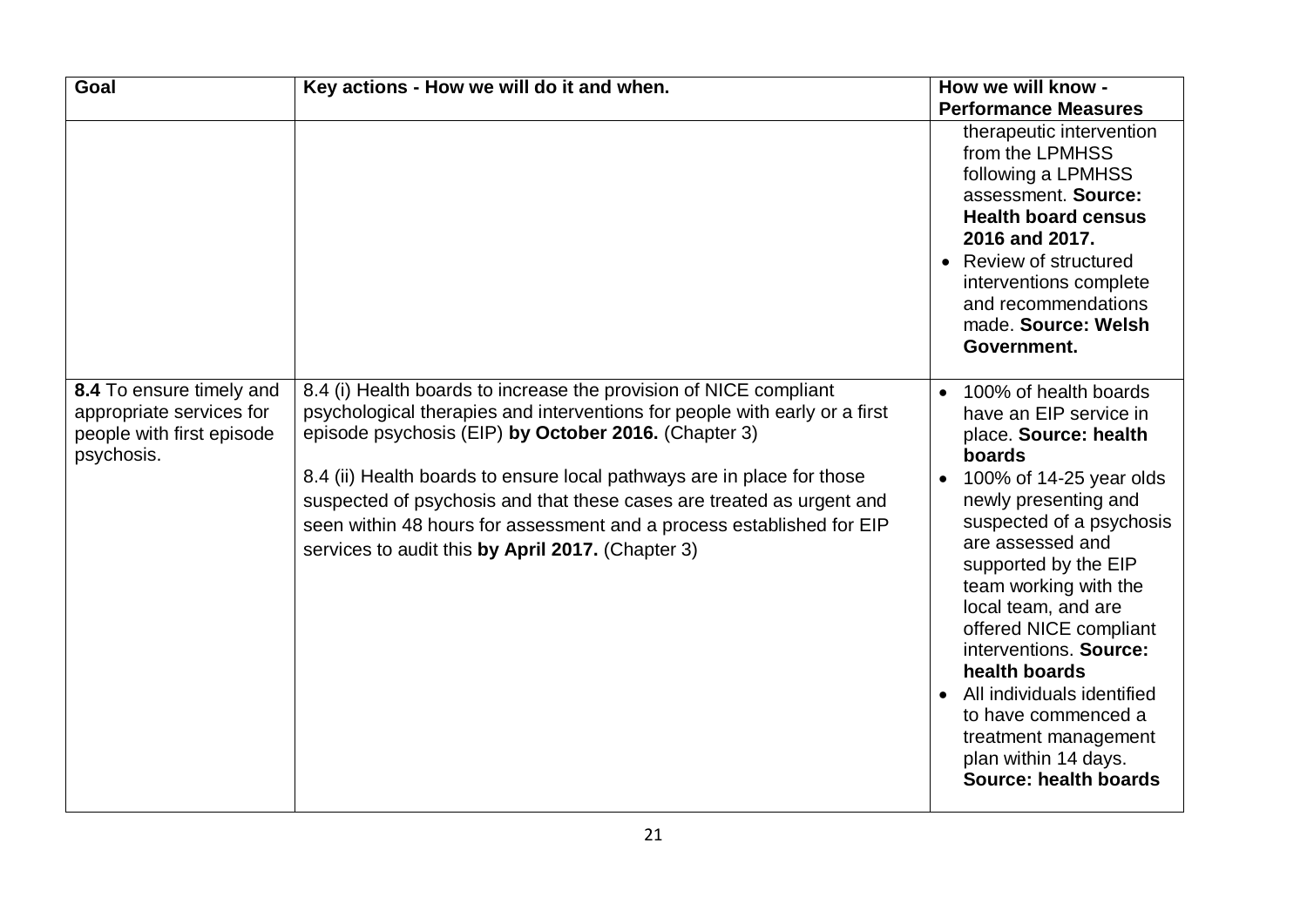| Goal | Key actions - How we will do it and when. | How we will know - Performance Measures |
|---|---|---|
| | | therapeutic intervention from the LPMHSS following a LPMHSS assessment. **Source: Health board census 2016 and 2017.**<br>• Review of structured interventions complete and recommendations made. **Source: Welsh Government.** |
| **8.4** To ensure timely and appropriate services for people with first episode psychosis. | 8.4 (i) Health boards to increase the provision of NICE compliant psychological therapies and interventions for people with early or a first episode psychosis (EIP) **by October 2016.** (Chapter 3)<br><br>8.4 (ii) Health boards to ensure local pathways are in place for those suspected of psychosis and that these cases are treated as urgent and seen within 48 hours for assessment and a process established for EIP services to audit this **by April 2017.** (Chapter 3) | • 100% of health boards have an EIP service in place. **Source: health boards**<br>• 100% of 14-25 year olds newly presenting and suspected of a psychosis are assessed and supported by the EIP team working with the local team, and are offered NICE compliant interventions. **Source: health boards**<br>• All individuals identified to have commenced a treatment management plan within 14 days. **Source: health boards** |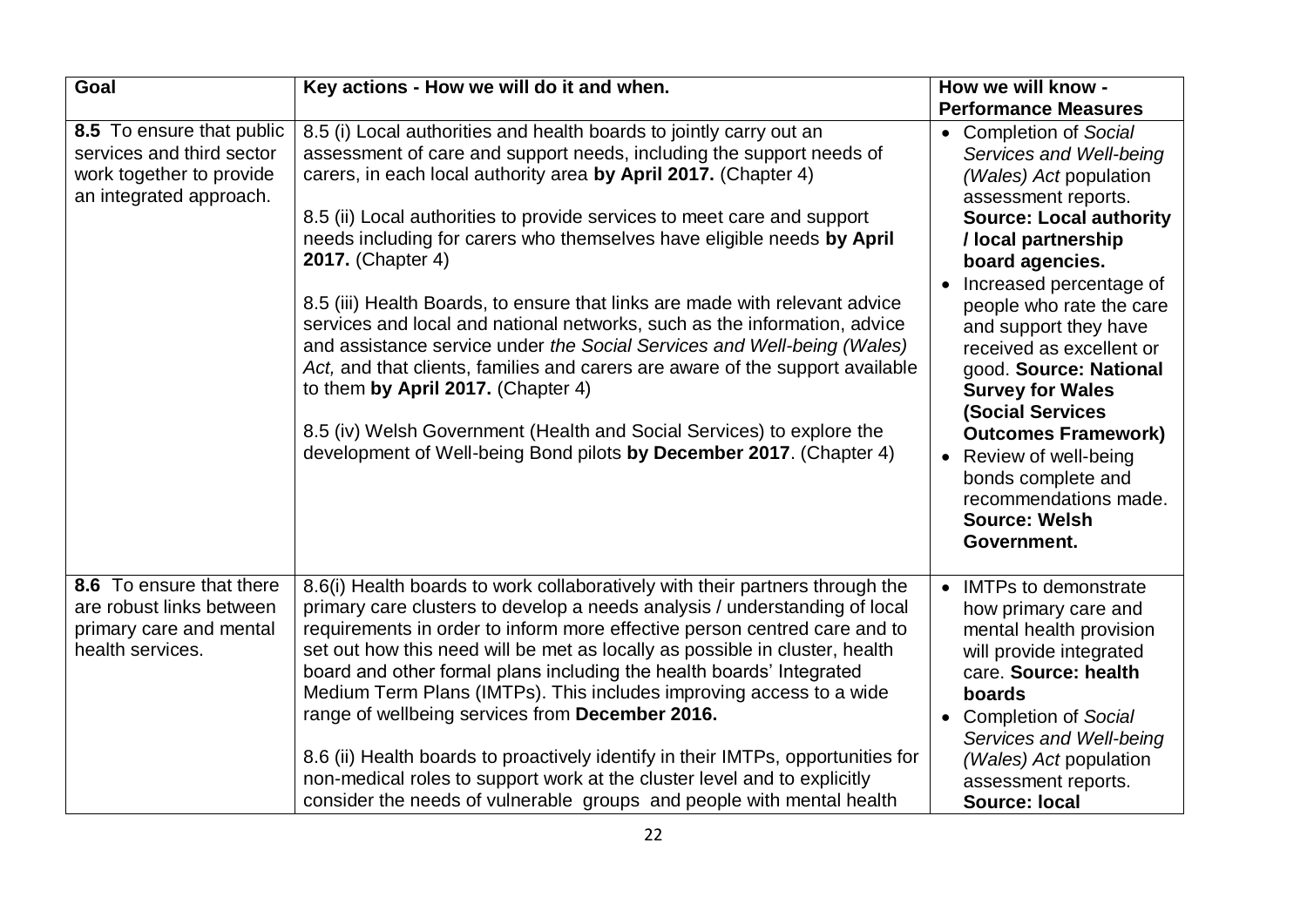| Goal | Key actions - How we will do it and when. | How we will know - Performance Measures |
|---|---|---|
| **8.5** To ensure that public services and third sector work together to provide an integrated approach. | 8.5 (i) Local authorities and health boards to jointly carry out an assessment of care and support needs, including the support needs of carers, in each local authority area **by April 2017.** (Chapter 4)<br><br>8.5 (ii) Local authorities to provide services to meet care and support needs including for carers who themselves have eligible needs **by April 2017.** (Chapter 4)<br><br>8.5 (iii) Health Boards, to ensure that links are made with relevant advice services and local and national networks, such as the information, advice and assistance service under *the Social Services and Well-being (Wales) Act,* and that clients, families and carers are aware of the support available to them **by April 2017.** (Chapter 4)<br><br>8.5 (iv) Welsh Government (Health and Social Services) to explore the development of Well-being Bond pilots **by December 2017**. (Chapter 4) | • Completion of *Social Services and Well-being (Wales) Act* population assessment reports. **Source: Local authority / local partnership board agencies.**<br>• Increased percentage of people who rate the care and support they have received as excellent or good. **Source: National Survey for Wales (Social Services Outcomes Framework)**<br>• Review of well-being bonds complete and recommendations made. **Source: Welsh Government.** |
| **8.6** To ensure that there are robust links between primary care and mental health services. | 8.6(i) Health boards to work collaboratively with their partners through the primary care clusters to develop a needs analysis / understanding of local requirements in order to inform more effective person centred care and to set out how this need will be met as locally as possible in cluster, health board and other formal plans including the health boards' Integrated Medium Term Plans (IMTPs). This includes improving access to a wide range of wellbeing services from **December 2016.**<br><br>8.6 (ii) Health boards to proactively identify in their IMTPs, opportunities for non-medical roles to support work at the cluster level and to explicitly consider the needs of vulnerable groups and people with mental health | • IMTPs to demonstrate how primary care and mental health provision will provide integrated care. **Source: health boards**<br>• Completion of *Social Services and Well-being (Wales) Act* population assessment reports. **Source: local** |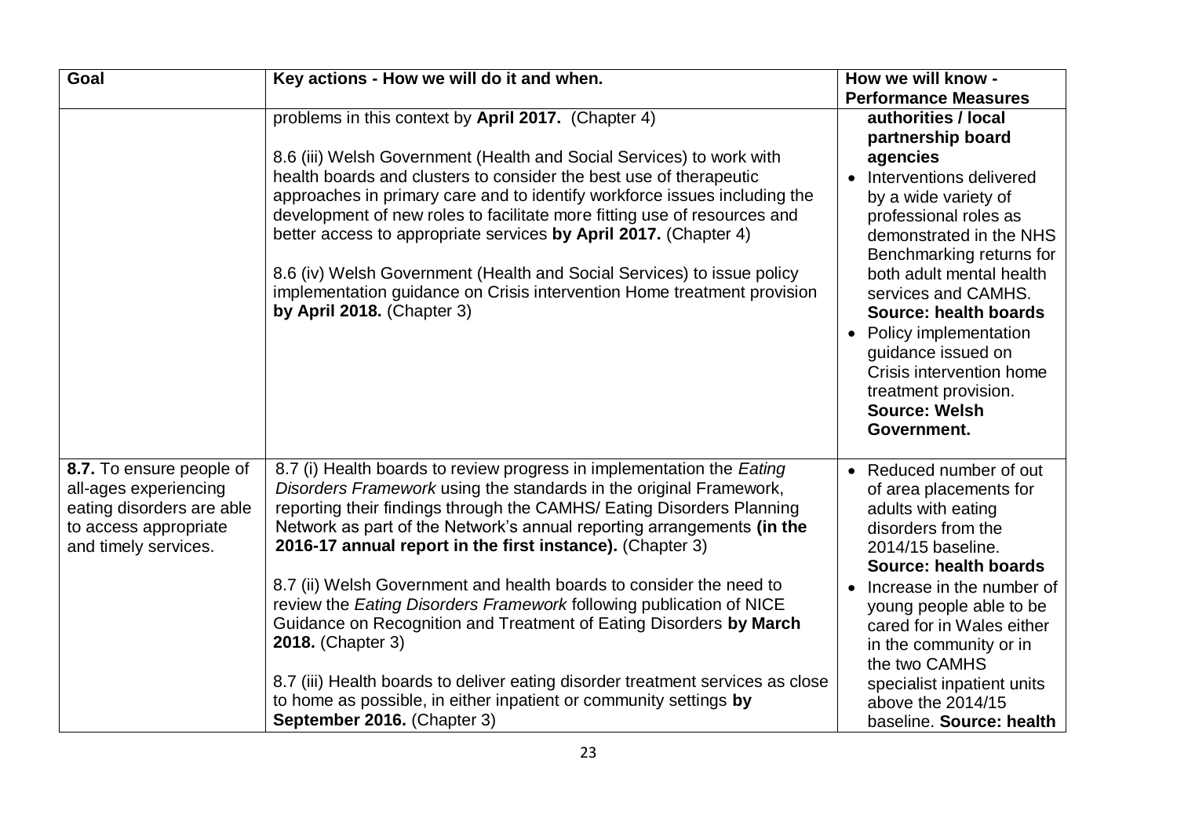| Goal | Key actions - How we will do it and when. | How we will know - Performance Measures |
| --- | --- | --- |
| | problems in this context by **April 2017.** (Chapter 4)<br><br>8.6 (iii) Welsh Government (Health and Social Services) to work with health boards and clusters to consider the best use of therapeutic approaches in primary care and to identify workforce issues including the development of new roles to facilitate more fitting use of resources and better access to appropriate services **by April 2017.** (Chapter 4)<br><br>8.6 (iv) Welsh Government (Health and Social Services) to issue policy implementation guidance on Crisis intervention Home treatment provision **by April 2018.** (Chapter 3) | **authorities / local partnership board agencies**<br>• Interventions delivered by a wide variety of professional roles as demonstrated in the NHS Benchmarking returns for both adult mental health services and CAMHS. **Source: health boards**<br>• Policy implementation guidance issued on Crisis intervention home treatment provision. **Source: Welsh Government.** |
| **8.7.** To ensure people of all-ages experiencing eating disorders are able to access appropriate and timely services. | 8.7 (i) Health boards to review progress in implementation the *Eating Disorders Framework* using the standards in the original Framework, reporting their findings through the CAMHS/ Eating Disorders Planning Network as part of the Network's annual reporting arrangements **(in the 2016-17 annual report in the first instance).** (Chapter 3)<br><br>8.7 (ii) Welsh Government and health boards to consider the need to review the *Eating Disorders Framework* following publication of NICE Guidance on Recognition and Treatment of Eating Disorders **by March 2018.** (Chapter 3)<br><br>8.7 (iii) Health boards to deliver eating disorder treatment services as close to home as possible, in either inpatient or community settings **by September 2016.** (Chapter 3) | • Reduced number of out of area placements for adults with eating disorders from the 2014/15 baseline. **Source: health boards**<br>• Increase in the number of young people able to be cared for in Wales either in the community or in the two CAMHS specialist inpatient units above the 2014/15 baseline. **Source: health** |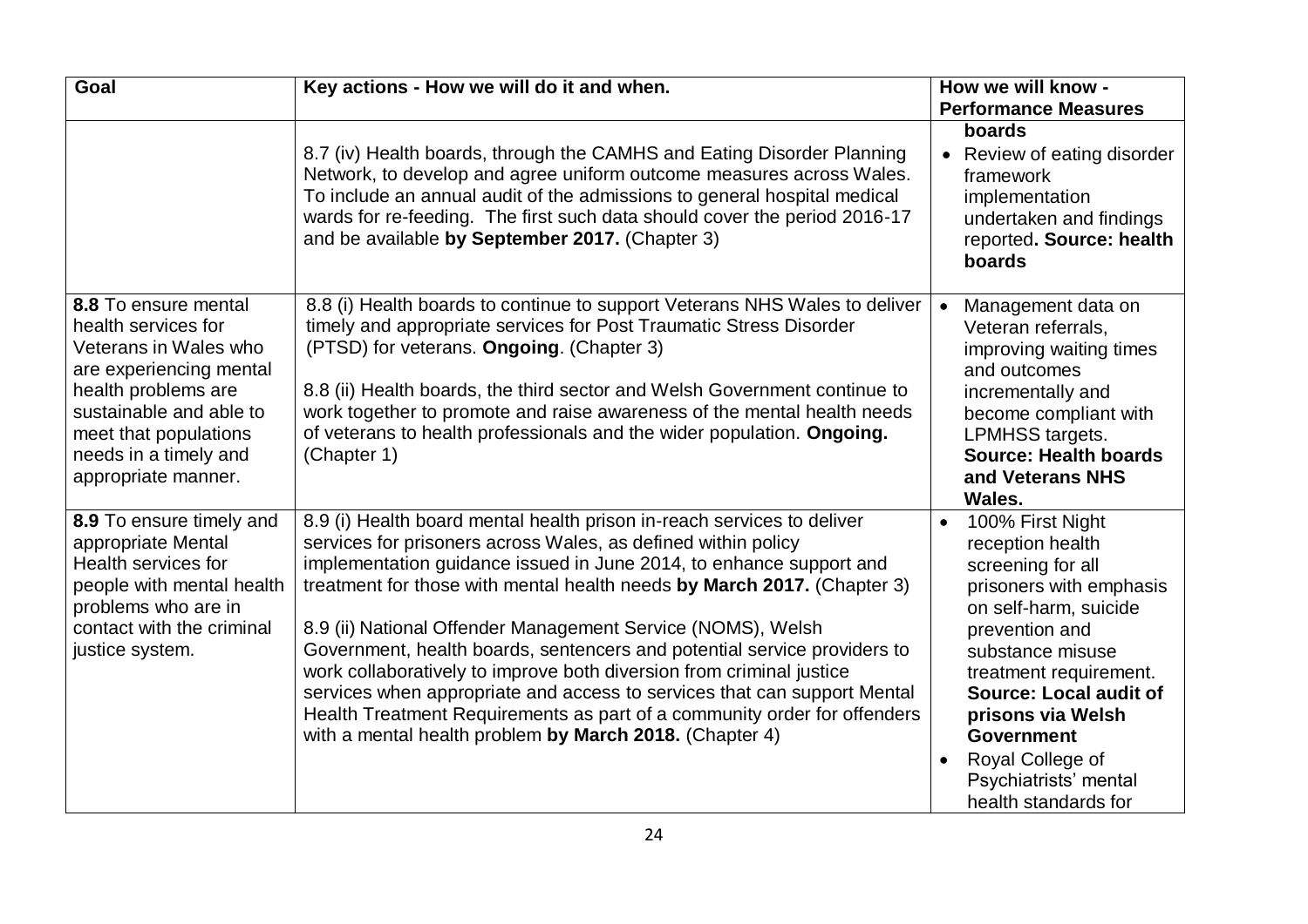| Goal | Key actions - How we will do it and when. | How we will know - Performance Measures |
|---|---|---|
| | 8.7 (iv) Health boards, through the CAMHS and Eating Disorder Planning Network, to develop and agree uniform outcome measures across Wales. To include an annual audit of the admissions to general hospital medical wards for re-feeding. The first such data should cover the period 2016-17 and be available **by September 2017.** (Chapter 3) | **boards**<br>• Review of eating disorder framework implementation undertaken and findings reported**. Source: health boards** |
| **8.8** To ensure mental health services for Veterans in Wales who are experiencing mental health problems are sustainable and able to meet that populations needs in a timely and appropriate manner. | 8.8 (i) Health boards to continue to support Veterans NHS Wales to deliver timely and appropriate services for Post Traumatic Stress Disorder (PTSD) for veterans. **Ongoing**. (Chapter 3)<br><br>8.8 (ii) Health boards, the third sector and Welsh Government continue to work together to promote and raise awareness of the mental health needs of veterans to health professionals and the wider population. **Ongoing.** (Chapter 1) | • Management data on Veteran referrals, improving waiting times and outcomes incrementally and become compliant with LPMHSS targets. **Source: Health boards and Veterans NHS Wales.** |
| **8.9** To ensure timely and appropriate Mental Health services for people with mental health problems who are in contact with the criminal justice system. | 8.9 (i) Health board mental health prison in-reach services to deliver services for prisoners across Wales, as defined within policy implementation guidance issued in June 2014, to enhance support and treatment for those with mental health needs **by March 2017.** (Chapter 3)<br><br>8.9 (ii) National Offender Management Service (NOMS), Welsh Government, health boards, sentencers and potential service providers to work collaboratively to improve both diversion from criminal justice services when appropriate and access to services that can support Mental Health Treatment Requirements as part of a community order for offenders with a mental health problem **by March 2018.** (Chapter 4) | • 100% First Night reception health screening for all prisoners with emphasis on self-harm, suicide prevention and substance misuse treatment requirement. **Source: Local audit of prisons via Welsh Government**<br>• Royal College of Psychiatrists' mental health standards for |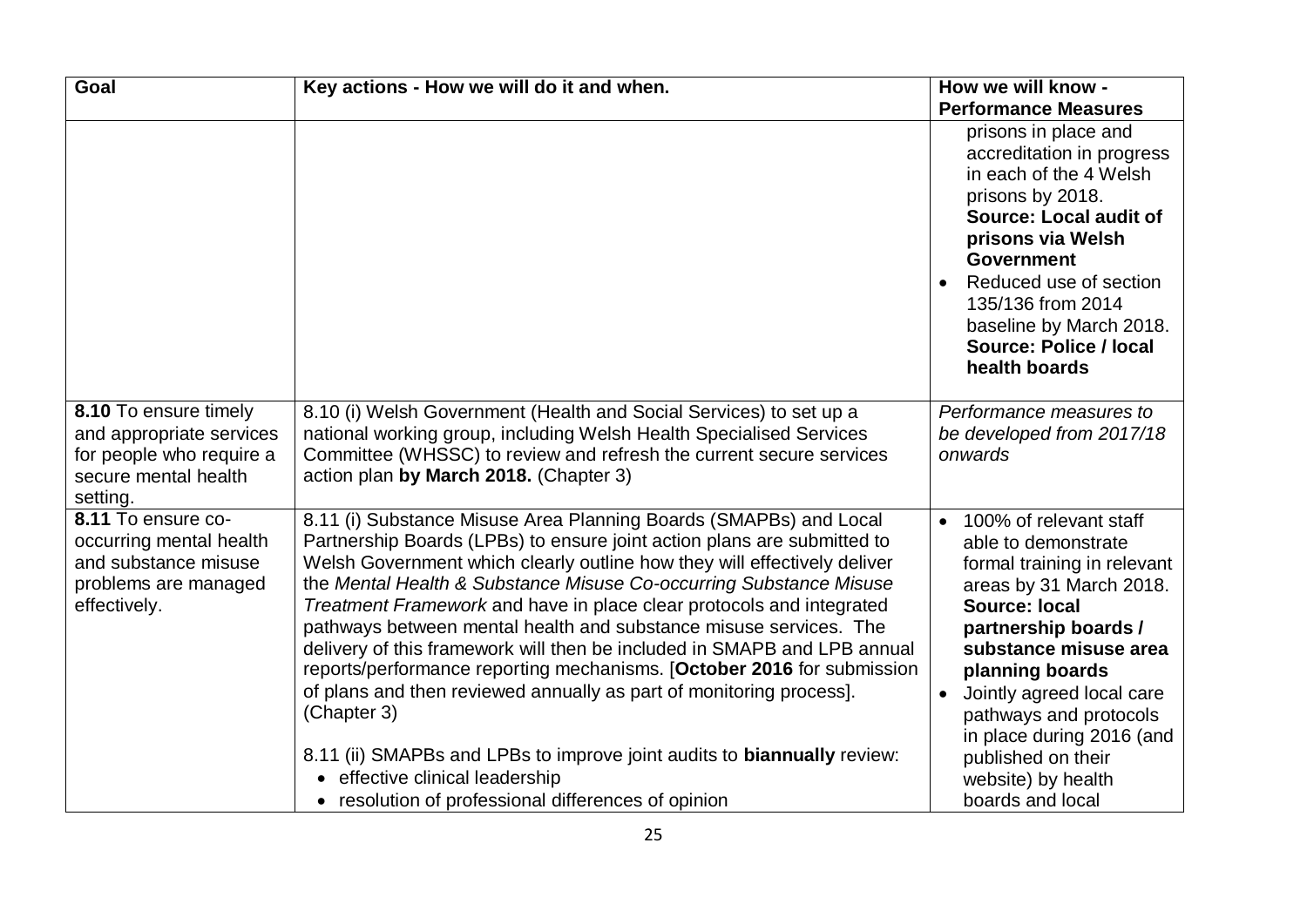| Goal | Key actions - How we will do it and when. | How we will know - Performance Measures |
|---|---|---|
| | | prisons in place and accreditation in progress in each of the 4 Welsh prisons by 2018. **Source: Local audit of prisons via Welsh Government**<br>• Reduced use of section 135/136 from 2014 baseline by March 2018. **Source: Police / local health boards** |
| **8.10** To ensure timely and appropriate services for people who require a secure mental health setting. | 8.10 (i) Welsh Government (Health and Social Services) to set up a national working group, including Welsh Health Specialised Services Committee (WHSSC) to review and refresh the current secure services action plan **by March 2018.** (Chapter 3) | *Performance measures to be developed from 2017/18 onwards* |
| **8.11** To ensure co-occurring mental health and substance misuse problems are managed effectively. | 8.11 (i) Substance Misuse Area Planning Boards (SMAPBs) and Local Partnership Boards (LPBs) to ensure joint action plans are submitted to Welsh Government which clearly outline how they will effectively deliver the *Mental Health & Substance Misuse Co-occurring Substance Misuse Treatment Framework* and have in place clear protocols and integrated pathways between mental health and substance misuse services. The delivery of this framework will then be included in SMAPB and LPB annual reports/performance reporting mechanisms. [**October 2016** for submission of plans and then reviewed annually as part of monitoring process]. (Chapter 3)<br><br>8.11 (ii) SMAPBs and LPBs to improve joint audits to **biannually** review:<br>• effective clinical leadership<br>• resolution of professional differences of opinion | • 100% of relevant staff able to demonstrate formal training in relevant areas by 31 March 2018. **Source: local partnership boards / substance misuse area planning boards**<br>• Jointly agreed local care pathways and protocols in place during 2016 (and published on their website) by health boards and local |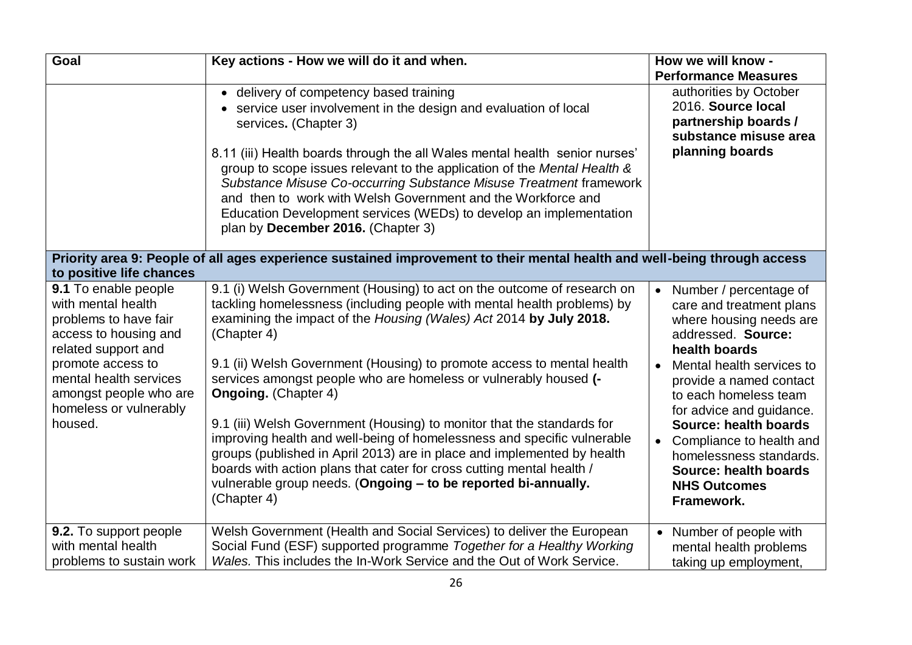| Goal | Key actions - How we will do it and when. | How we will know - Performance Measures |
|---|---|---|
| | • delivery of competency based training<br>• service user involvement in the design and evaluation of local services**.** (Chapter 3)<br><br>8.11 (iii) Health boards through the all Wales mental health senior nurses' group to scope issues relevant to the application of the *Mental Health & Substance Misuse Co-occurring Substance Misuse Treatment* framework and then to work with Welsh Government and the Workforce and Education Development services (WEDs) to develop an implementation plan by **December 2016.** (Chapter 3) | authorities by October 2016. **Source local partnership boards / substance misuse area planning boards** |
| **Priority area 9: People of all ages experience sustained improvement to their mental health and well-being through access to positive life chances** | | |
| **9.1** To enable people with mental health problems to have fair access to housing and related support and promote access to mental health services amongst people who are homeless or vulnerably housed. | 9.1 (i) Welsh Government (Housing) to act on the outcome of research on tackling homelessness (including people with mental health problems) by examining the impact of the *Housing (Wales) Act* 2014 **by July 2018.** (Chapter 4)<br><br>9.1 (ii) Welsh Government (Housing) to promote access to mental health services amongst people who are homeless or vulnerably housed **(- Ongoing.** (Chapter 4)<br><br>9.1 (iii) Welsh Government (Housing) to monitor that the standards for improving health and well-being of homelessness and specific vulnerable groups (published in April 2013) are in place and implemented by health boards with action plans that cater for cross cutting mental health / vulnerable group needs. (**Ongoing – to be reported bi-annually.** (Chapter 4) | • Number / percentage of care and treatment plans where housing needs are addressed. **Source: health boards**<br>• Mental health services to provide a named contact to each homeless team for advice and guidance. **Source: health boards**<br>• Compliance to health and homelessness standards. **Source: health boards NHS Outcomes Framework.** |
| **9.2.** To support people with mental health problems to sustain work | Welsh Government (Health and Social Services) to deliver the European Social Fund (ESF) supported programme *Together for a Healthy Working Wales.* This includes the In-Work Service and the Out of Work Service. | • Number of people with mental health problems taking up employment, |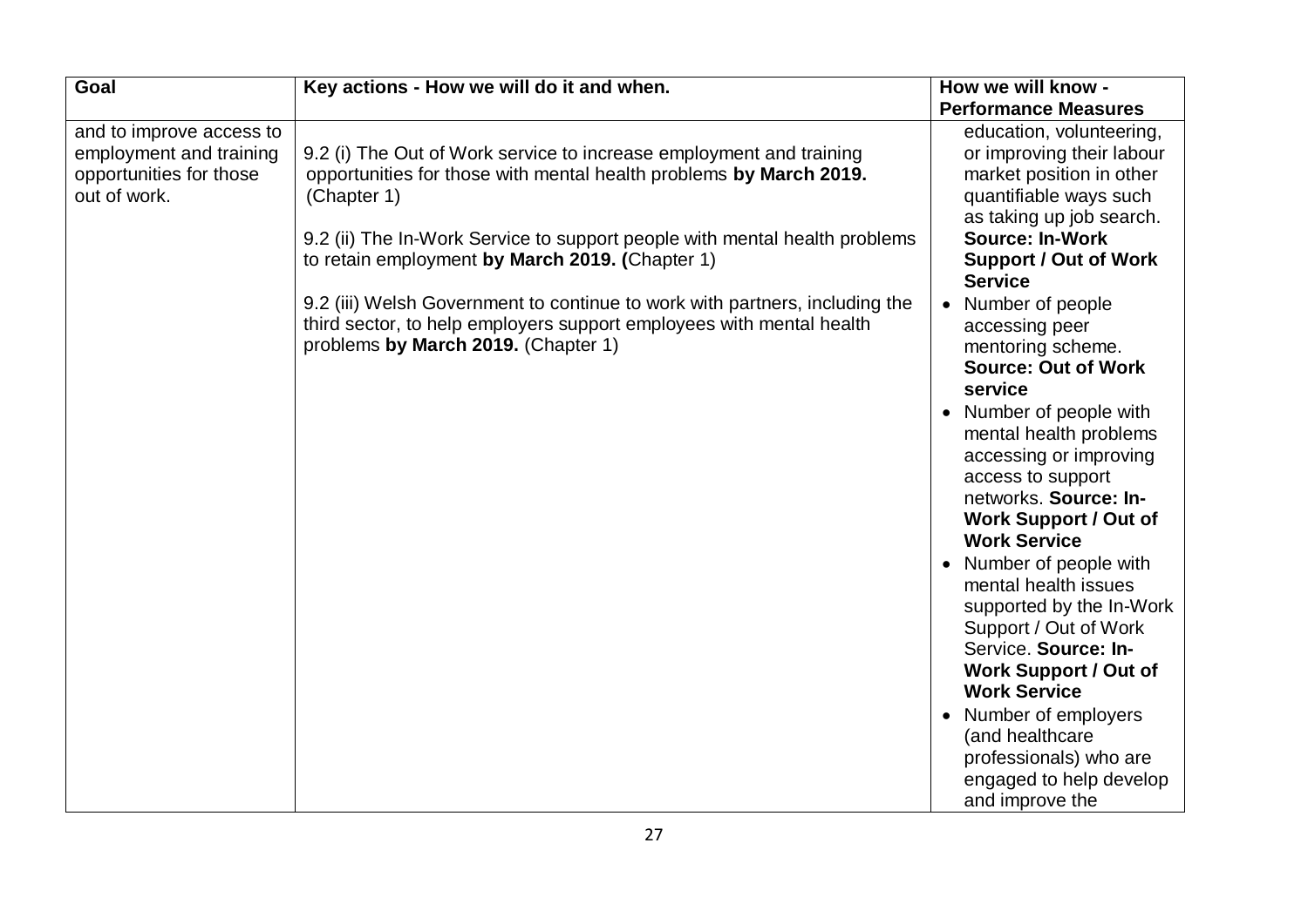| Goal | Key actions - How we will do it and when. | How we will know - Performance Measures |
|---|---|---|
| and to improve access to employment and training opportunities for those out of work. | 9.2 (i) The Out of Work service to increase employment and training opportunities for those with mental health problems **by March 2019.** (Chapter 1)<br><br>9.2 (ii) The In-Work Service to support people with mental health problems to retain employment **by March 2019.** (Chapter 1)<br><br>9.2 (iii) Welsh Government to continue to work with partners, including the third sector, to help employers support employees with mental health problems **by March 2019.** (Chapter 1) | education, volunteering, or improving their labour market position in other quantifiable ways such as taking up job search. **Source: In-Work Support / Out of Work Service**<br>• Number of people accessing peer mentoring scheme. **Source: Out of Work service**<br>• Number of people with mental health problems accessing or improving access to support networks. **Source: In-Work Support / Out of Work Service**<br>• Number of people with mental health issues supported by the In-Work Support / Out of Work Service. **Source: In-Work Support / Out of Work Service**<br>• Number of employers (and healthcare professionals) who are engaged to help develop and improve the |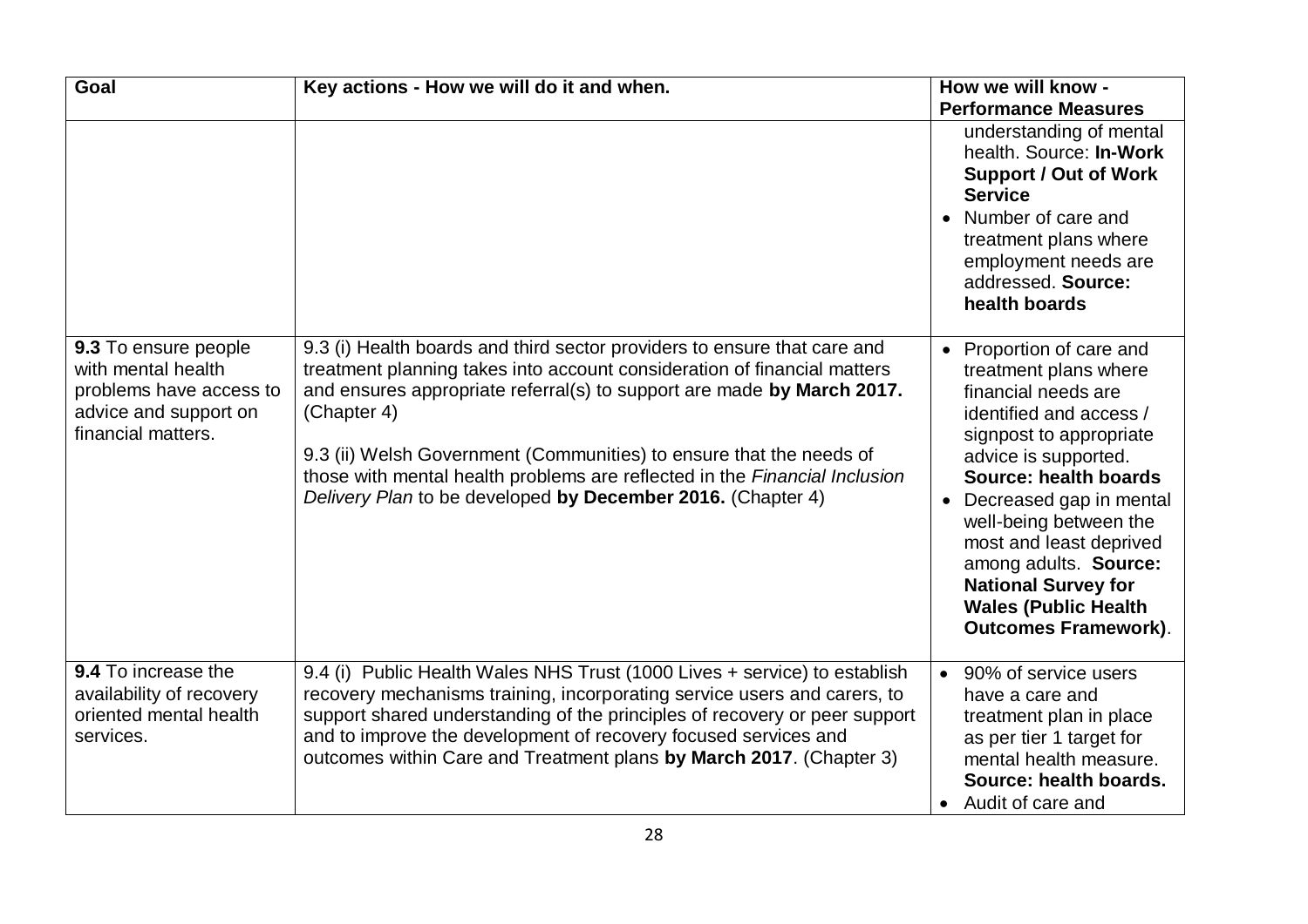| Goal | Key actions - How we will do it and when. | How we will know - Performance Measures |
|---|---|---|
| | | understanding of mental health. Source: **In-Work Support / Out of Work Service**<br>• Number of care and treatment plans where employment needs are addressed. **Source: health boards** |
| **9.3** To ensure people with mental health problems have access to advice and support on financial matters. | 9.3 (i) Health boards and third sector providers to ensure that care and treatment planning takes into account consideration of financial matters and ensures appropriate referral(s) to support are made **by March 2017.** (Chapter 4)<br><br>9.3 (ii) Welsh Government (Communities) to ensure that the needs of those with mental health problems are reflected in the *Financial Inclusion Delivery Plan* to be developed **by December 2016.** (Chapter 4) | • Proportion of care and treatment plans where financial needs are identified and access / signpost to appropriate advice is supported. **Source: health boards**<br>• Decreased gap in mental well-being between the most and least deprived among adults. **Source: National Survey for Wales (Public Health Outcomes Framework)**. |
| **9.4** To increase the availability of recovery oriented mental health services. | 9.4 (i) Public Health Wales NHS Trust (1000 Lives + service) to establish recovery mechanisms training, incorporating service users and carers, to support shared understanding of the principles of recovery or peer support and to improve the development of recovery focused services and outcomes within Care and Treatment plans **by March 2017**. (Chapter 3) | • 90% of service users have a care and treatment plan in place as per tier 1 target for mental health measure. **Source: health boards.**<br>• Audit of care and |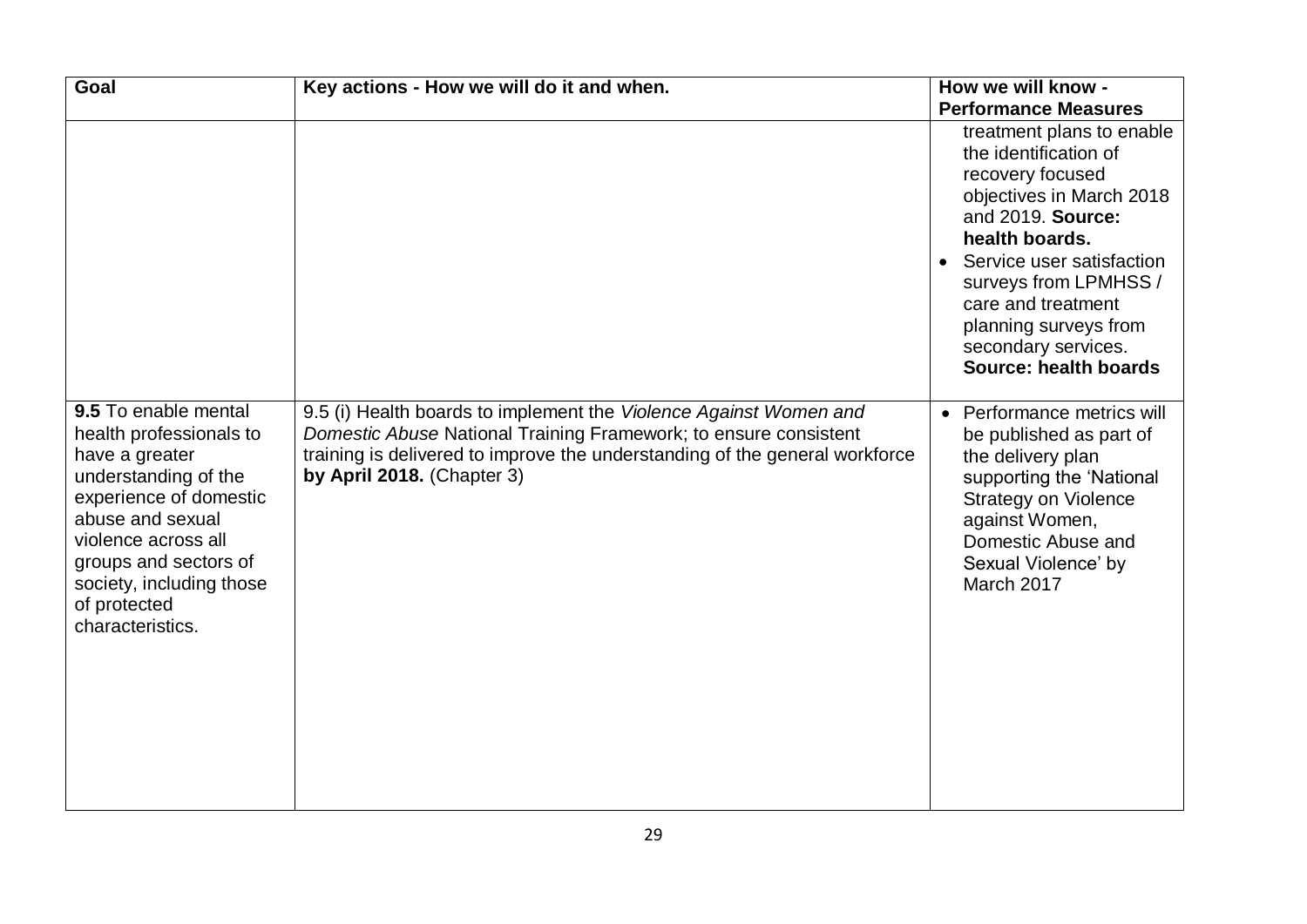| Goal | Key actions - How we will do it and when. | How we will know - Performance Measures |
| --- | --- | --- |
| | | treatment plans to enable the identification of recovery focused objectives in March 2018 and 2019. **Source: health boards.**<br>• Service user satisfaction surveys from LPMHSS / care and treatment planning surveys from secondary services. **Source: health boards** |
| **9.5** To enable mental health professionals to have a greater understanding of the experience of domestic abuse and sexual violence across all groups and sectors of society, including those of protected characteristics. | 9.5 (i) Health boards to implement the *Violence Against Women and Domestic Abuse* National Training Framework; to ensure consistent training is delivered to improve the understanding of the general workforce **by April 2018.** (Chapter 3) | • Performance metrics will be published as part of the delivery plan supporting the 'National Strategy on Violence against Women, Domestic Abuse and Sexual Violence' by March 2017 |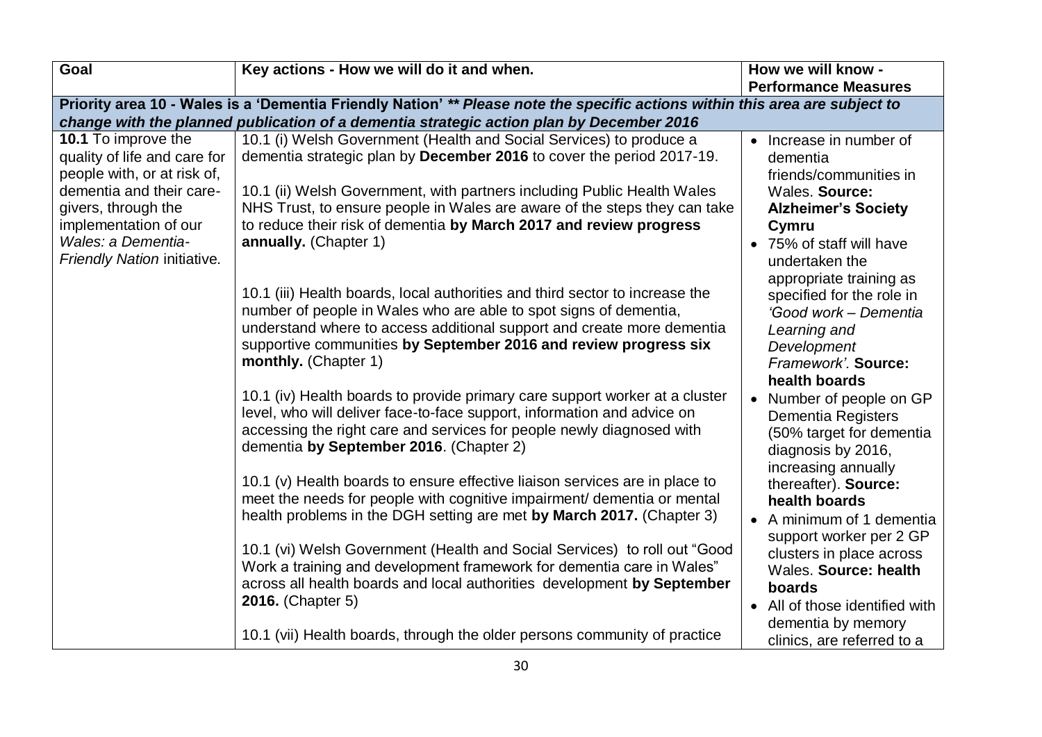| Goal | Key actions - How we will do it and when. | How we will know - Performance Measures |
|---|---|---|
| **Priority area 10 - Wales is a 'Dementia Friendly Nation'** ***\*\* Please note the specific actions within this area are subject to change with the planned publication of a dementia strategic action plan by December 2016*** | | |
| **10.1** To improve the quality of life and care for people with, or at risk of, dementia and their care-givers, through the implementation of our *Wales: a Dementia-Friendly Nation* initiative. | 10.1 (i) Welsh Government (Health and Social Services) to produce a dementia strategic plan by **December 2016** to cover the period 2017-19.<br><br>10.1 (ii) Welsh Government, with partners including Public Health Wales NHS Trust, to ensure people in Wales are aware of the steps they can take to reduce their risk of dementia **by March 2017 and review progress annually.** (Chapter 1)<br><br>10.1 (iii) Health boards, local authorities and third sector to increase the number of people in Wales who are able to spot signs of dementia, understand where to access additional support and create more dementia supportive communities **by September 2016 and review progress six monthly.** (Chapter 1)<br><br>10.1 (iv) Health boards to provide primary care support worker at a cluster level, who will deliver face-to-face support, information and advice on accessing the right care and services for people newly diagnosed with dementia **by September 2016**. (Chapter 2)<br><br>10.1 (v) Health boards to ensure effective liaison services are in place to meet the needs for people with cognitive impairment/ dementia or mental health problems in the DGH setting are met **by March 2017.** (Chapter 3)<br><br>10.1 (vi) Welsh Government (Health and Social Services) to roll out "Good Work a training and development framework for dementia care in Wales" across all health boards and local authorities development **by September 2016.** (Chapter 5)<br><br>10.1 (vii) Health boards, through the older persons community of practice | • Increase in number of dementia friends/communities in Wales. **Source: Alzheimer's Society Cymru**<br>• 75% of staff will have undertaken the appropriate training as specified for the role in *'Good work – Dementia Learning and Development Framework'.* **Source: health boards**<br>• Number of people on GP Dementia Registers (50% target for dementia diagnosis by 2016, increasing annually thereafter). **Source: health boards**<br>• A minimum of 1 dementia support worker per 2 GP clusters in place across Wales. **Source: health boards**<br>• All of those identified with dementia by memory clinics, are referred to a |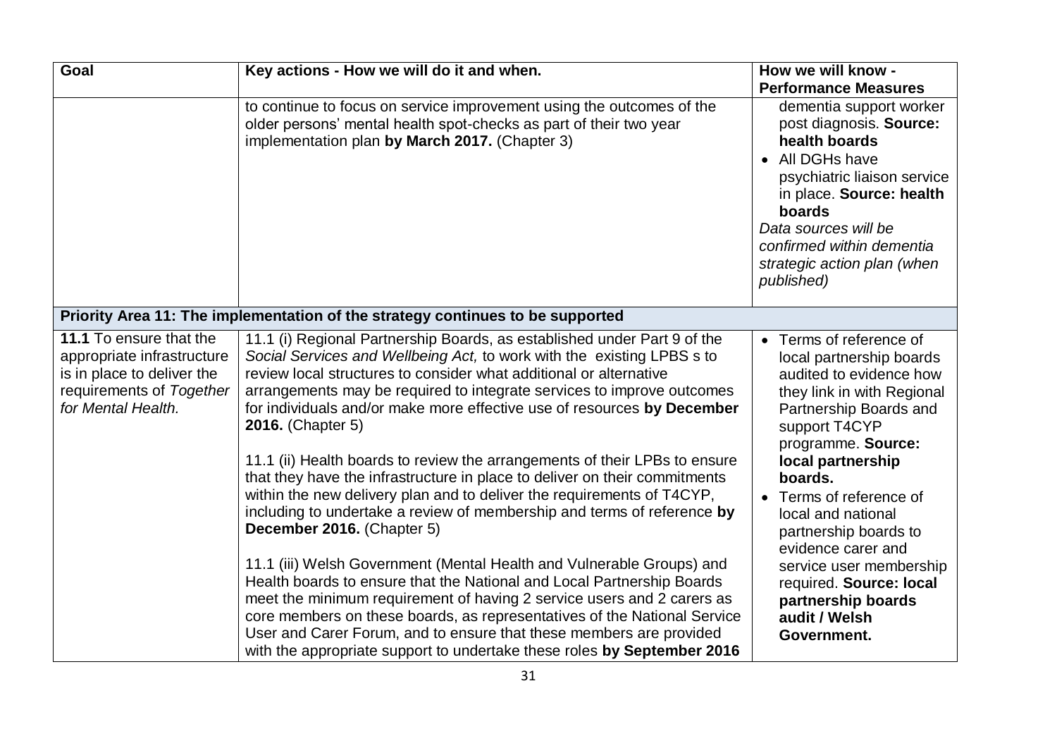| Goal | Key actions - How we will do it and when. | How we will know - Performance Measures |
|---|---|---|
| | to continue to focus on service improvement using the outcomes of the older persons' mental health spot-checks as part of their two year implementation plan **by March 2017.** (Chapter 3) | dementia support worker post diagnosis. **Source: health boards**<br>• All DGHs have psychiatric liaison service in place. **Source: health boards**<br>*Data sources will be confirmed within dementia strategic action plan (when published)* |
| **Priority Area 11: The implementation of the strategy continues to be supported** | | |
| **11.1** To ensure that the appropriate infrastructure is in place to deliver the requirements of *Together for Mental Health.* | 11.1 (i) Regional Partnership Boards, as established under Part 9 of the *Social Services and Wellbeing Act,* to work with the existing LPBS s to review local structures to consider what additional or alternative arrangements may be required to integrate services to improve outcomes for individuals and/or make more effective use of resources **by December 2016.** (Chapter 5)<br><br>11.1 (ii) Health boards to review the arrangements of their LPBs to ensure that they have the infrastructure in place to deliver on their commitments within the new delivery plan and to deliver the requirements of T4CYP, including to undertake a review of membership and terms of reference **by December 2016.** (Chapter 5)<br><br>11.1 (iii) Welsh Government (Mental Health and Vulnerable Groups) and Health boards to ensure that the National and Local Partnership Boards meet the minimum requirement of having 2 service users and 2 carers as core members on these boards, as representatives of the National Service User and Carer Forum, and to ensure that these members are provided with the appropriate support to undertake these roles **by September 2016** | • Terms of reference of local partnership boards audited to evidence how they link in with Regional Partnership Boards and support T4CYP programme. **Source: local partnership boards.**<br>• Terms of reference of local and national partnership boards to evidence carer and service user membership required. **Source: local partnership boards audit / Welsh Government.** |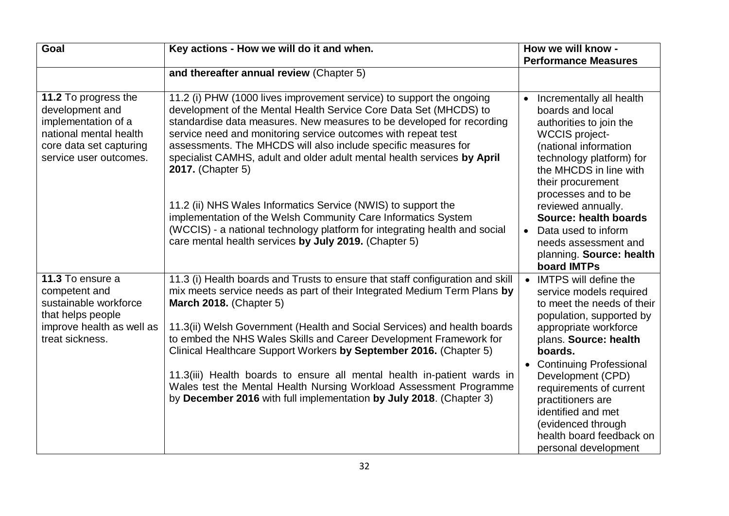| Goal | Key actions - How we will do it and when. | How we will know - Performance Measures |
|---|---|---|
| | **and thereafter annual review** (Chapter 5) | |
| **11.2** To progress the development and implementation of a national mental health core data set capturing service user outcomes. | 11.2 (i) PHW (1000 lives improvement service) to support the ongoing development of the Mental Health Service Core Data Set (MHCDS) to standardise data measures. New measures to be developed for recording service need and monitoring service outcomes with repeat test assessments. The MHCDS will also include specific measures for specialist CAMHS, adult and older adult mental health services **by April 2017.** (Chapter 5)<br><br>11.2 (ii) NHS Wales Informatics Service (NWIS) to support the implementation of the Welsh Community Care Informatics System (WCCIS) - a national technology platform for integrating health and social care mental health services **by July 2019.** (Chapter 5) | • Incrementally all health boards and local authorities to join the WCCIS project- (national information technology platform) for the MHCDS in line with their procurement processes and to be reviewed annually. **Source: health boards**<br>• Data used to inform needs assessment and planning. **Source: health board IMTPs** |
| **11.3** To ensure a competent and sustainable workforce that helps people improve health as well as treat sickness. | 11.3 (i) Health boards and Trusts to ensure that staff configuration and skill mix meets service needs as part of their Integrated Medium Term Plans **by March 2018.** (Chapter 5)<br><br>11.3(ii) Welsh Government (Health and Social Services) and health boards to embed the NHS Wales Skills and Career Development Framework for Clinical Healthcare Support Workers **by September 2016.** (Chapter 5)<br><br>11.3(iii) Health boards to ensure all mental health in-patient wards in Wales test the Mental Health Nursing Workload Assessment Programme by **December 2016** with full implementation **by July 2018**. (Chapter 3) | • IMTPS will define the service models required to meet the needs of their population, supported by appropriate workforce plans. **Source: health boards.**<br>• Continuing Professional Development (CPD) requirements of current practitioners are identified and met (evidenced through health board feedback on personal development |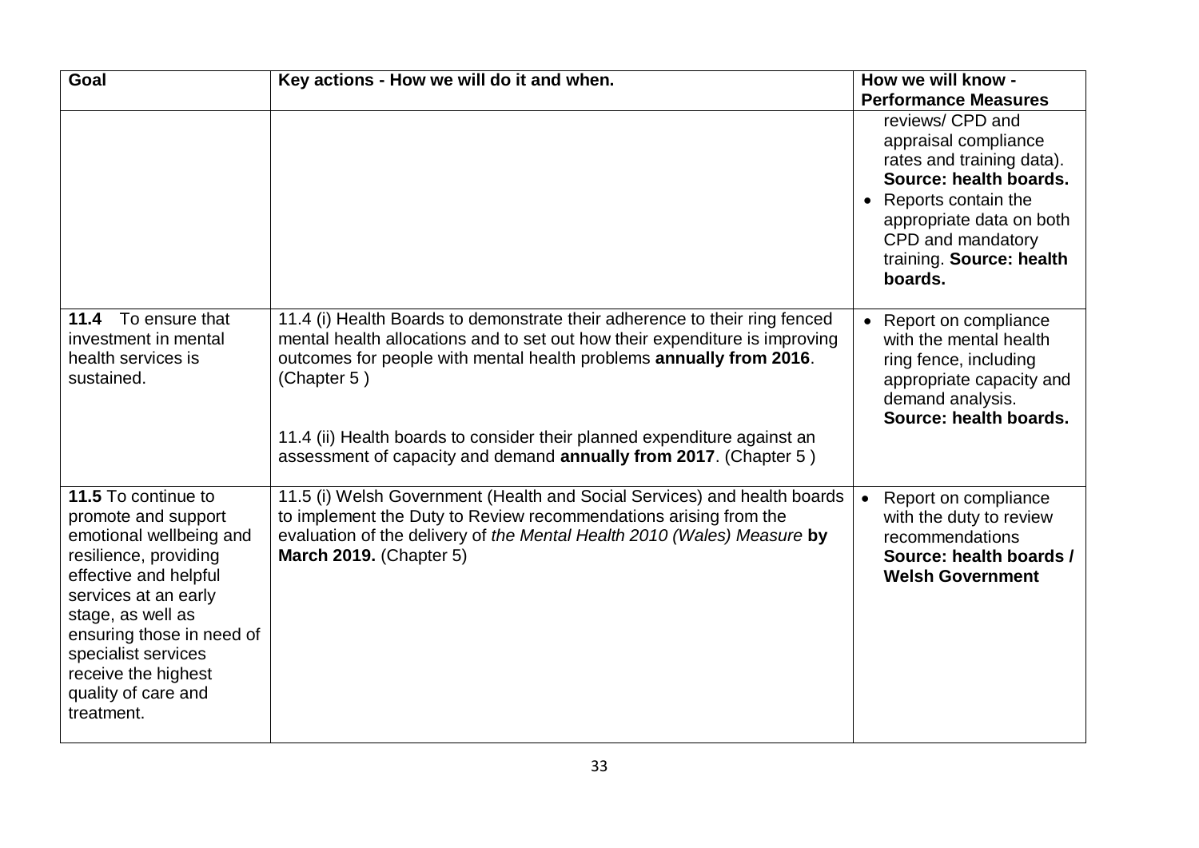| Goal | Key actions - How we will do it and when. | How we will know - Performance Measures |
| --- | --- | --- |
| | | reviews/ CPD and appraisal compliance rates and training data). **Source: health boards.**<br>• Reports contain the appropriate data on both CPD and mandatory training. **Source: health boards.** |
| **11.4** To ensure that investment in mental health services is sustained. | 11.4 (i) Health Boards to demonstrate their adherence to their ring fenced mental health allocations and to set out how their expenditure is improving outcomes for people with mental health problems **annually from 2016**. (Chapter 5 )<br><br>11.4 (ii) Health boards to consider their planned expenditure against an assessment of capacity and demand **annually from 2017**. (Chapter 5 ) | • Report on compliance with the mental health ring fence, including appropriate capacity and demand analysis. **Source: health boards.** |
| **11.5** To continue to promote and support emotional wellbeing and resilience, providing effective and helpful services at an early stage, as well as ensuring those in need of specialist services receive the highest quality of care and treatment. | 11.5 (i) Welsh Government (Health and Social Services) and health boards to implement the Duty to Review recommendations arising from the evaluation of the delivery of *the Mental Health 2010 (Wales) Measure* **by March 2019.** (Chapter 5) | • Report on compliance with the duty to review recommendations **Source: health boards / Welsh Government** |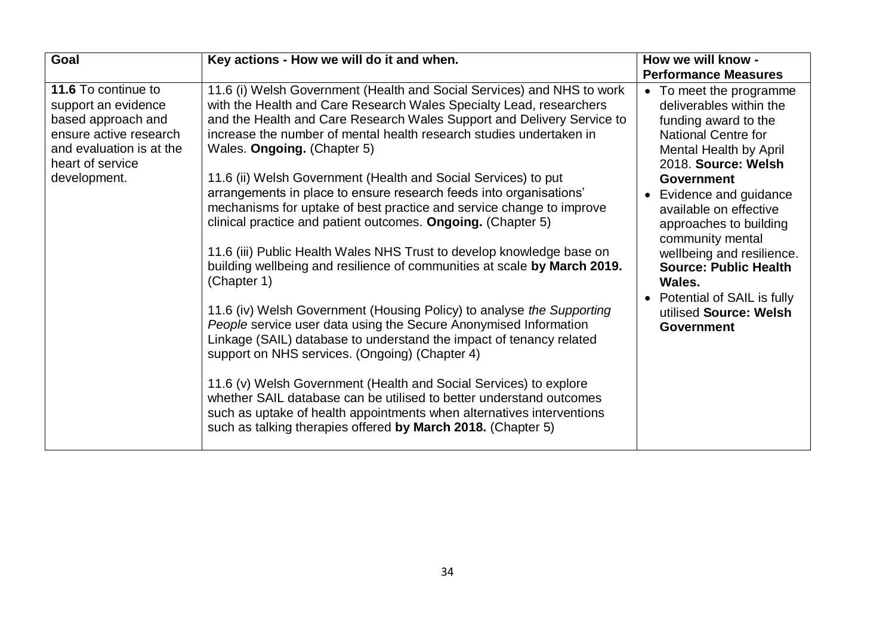| Goal | Key actions - How we will do it and when. | How we will know - Performance Measures |
|---|---|---|
| **11.6** To continue to support an evidence based approach and ensure active research and evaluation is at the heart of service development. | 11.6 (i) Welsh Government (Health and Social Services) and NHS to work with the Health and Care Research Wales Specialty Lead, researchers and the Health and Care Research Wales Support and Delivery Service to increase the number of mental health research studies undertaken in Wales. **Ongoing.** (Chapter 5)<br><br>11.6 (ii) Welsh Government (Health and Social Services) to put arrangements in place to ensure research feeds into organisations' mechanisms for uptake of best practice and service change to improve clinical practice and patient outcomes. **Ongoing.** (Chapter 5)<br><br>11.6 (iii) Public Health Wales NHS Trust to develop knowledge base on building wellbeing and resilience of communities at scale **by March 2019.** (Chapter 1)<br><br>11.6 (iv) Welsh Government (Housing Policy) to analyse *the Supporting People* service user data using the Secure Anonymised Information Linkage (SAIL) database to understand the impact of tenancy related support on NHS services. (Ongoing) (Chapter 4)<br><br>11.6 (v) Welsh Government (Health and Social Services) to explore whether SAIL database can be utilised to better understand outcomes such as uptake of health appointments when alternatives interventions such as talking therapies offered **by March 2018.** (Chapter 5) | • To meet the programme deliverables within the funding award to the National Centre for Mental Health by April 2018. **Source: Welsh Government**<br>• Evidence and guidance available on effective approaches to building community mental wellbeing and resilience. **Source: Public Health Wales.**<br>• Potential of SAIL is fully utilised **Source: Welsh Government** |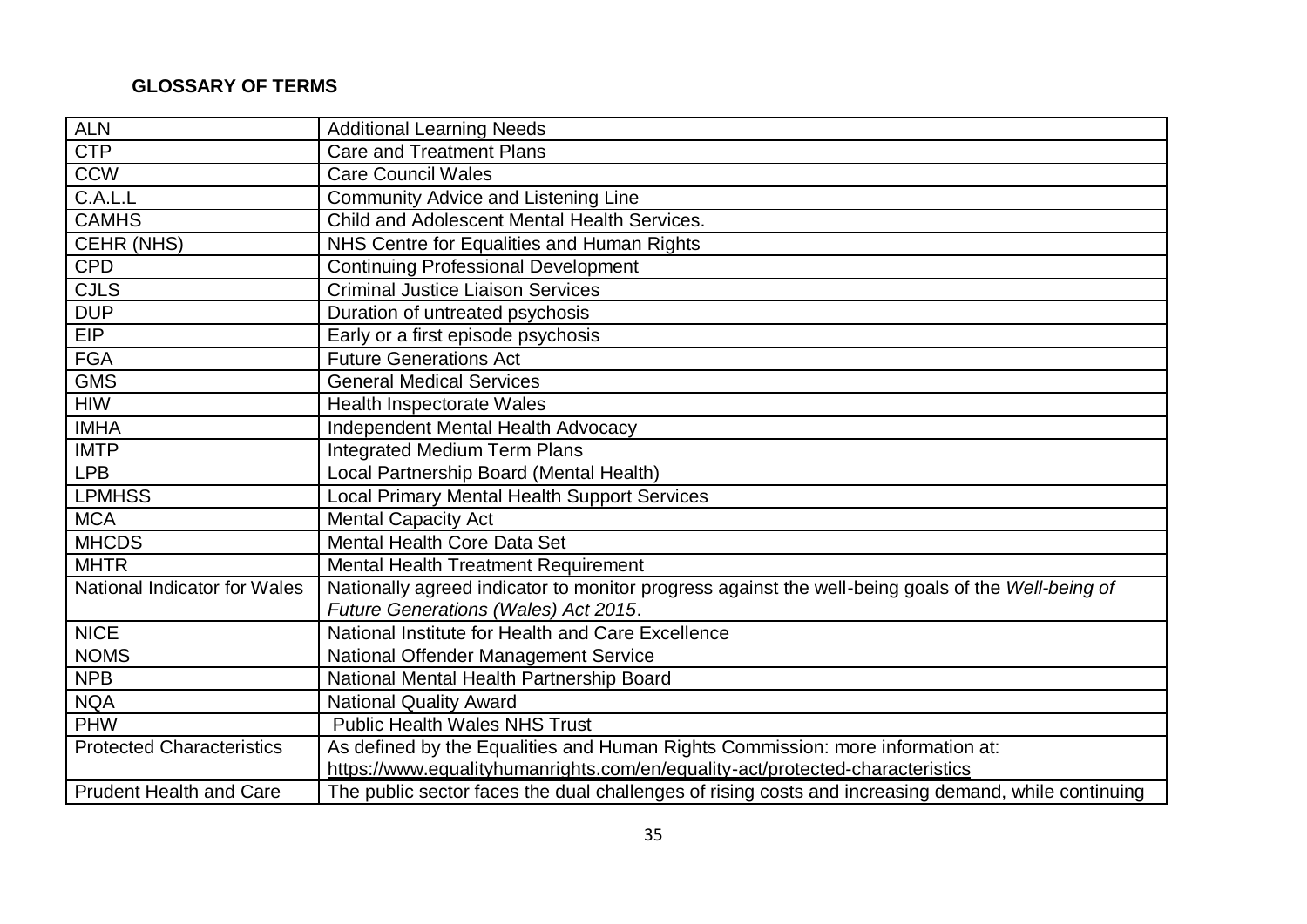## GLOSSARY OF TERMS

| | |
|---|---|
| ALN | Additional Learning Needs |
| CTP | Care and Treatment Plans |
| CCW | Care Council Wales |
| C.A.L.L | Community Advice and Listening Line |
| CAMHS | Child and Adolescent Mental Health Services. |
| CEHR (NHS) | NHS Centre for Equalities and Human Rights |
| CPD | Continuing Professional Development |
| CJLS | Criminal Justice Liaison Services |
| DUP | Duration of untreated psychosis |
| EIP | Early or a first episode psychosis |
| FGA | Future Generations Act |
| GMS | General Medical Services |
| HIW | Health Inspectorate Wales |
| IMHA | Independent Mental Health Advocacy |
| IMTP | Integrated Medium Term Plans |
| LPB | Local Partnership Board (Mental Health) |
| LPMHSS | Local Primary Mental Health Support Services |
| MCA | Mental Capacity Act |
| MHCDS | Mental Health Core Data Set |
| MHTR | Mental Health Treatment Requirement |
| National Indicator for Wales | Nationally agreed indicator to monitor progress against the well-being goals of the *Well-being of Future Generations (Wales) Act 2015*. |
| NICE | National Institute for Health and Care Excellence |
| NOMS | National Offender Management Service |
| NPB | National Mental Health Partnership Board |
| NQA | National Quality Award |
| PHW | Public Health Wales NHS Trust |
| Protected Characteristics | As defined by the Equalities and Human Rights Commission: more information at: https://www.equalityhumanrights.com/en/equality-act/protected-characteristics |
| Prudent Health and Care | The public sector faces the dual challenges of rising costs and increasing demand, while continuing |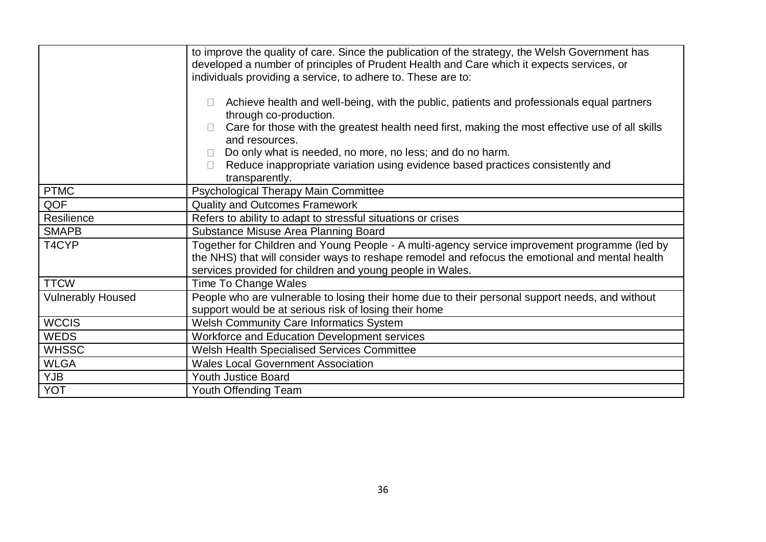| | |
|---|---|
| | to improve the quality of care. Since the publication of the strategy, the Welsh Government has developed a number of principles of Prudent Health and Care which it expects services, or individuals providing a service, to adhere to. These are to:<br><br>• Achieve health and well-being, with the public, patients and professionals equal partners through co-production.<br>• Care for those with the greatest health need first, making the most effective use of all skills and resources.<br>• Do only what is needed, no more, no less; and do no harm.<br>• Reduce inappropriate variation using evidence based practices consistently and transparently. |
| PTMC | Psychological Therapy Main Committee |
| QOF | Quality and Outcomes Framework |
| Resilience | Refers to ability to adapt to stressful situations or crises |
| SMAPB | Substance Misuse Area Planning Board |
| T4CYP | Together for Children and Young People - A multi-agency service improvement programme (led by the NHS) that will consider ways to reshape remodel and refocus the emotional and mental health services provided for children and young people in Wales. |
| TTCW | Time To Change Wales |
| Vulnerably Housed | People who are vulnerable to losing their home due to their personal support needs, and without support would be at serious risk of losing their home |
| WCCIS | Welsh Community Care Informatics System |
| WEDS | Workforce and Education Development services |
| WHSSC | Welsh Health Specialised Services Committee |
| WLGA | Wales Local Government Association |
| YJB | Youth Justice Board |
| YOT | Youth Offending Team |